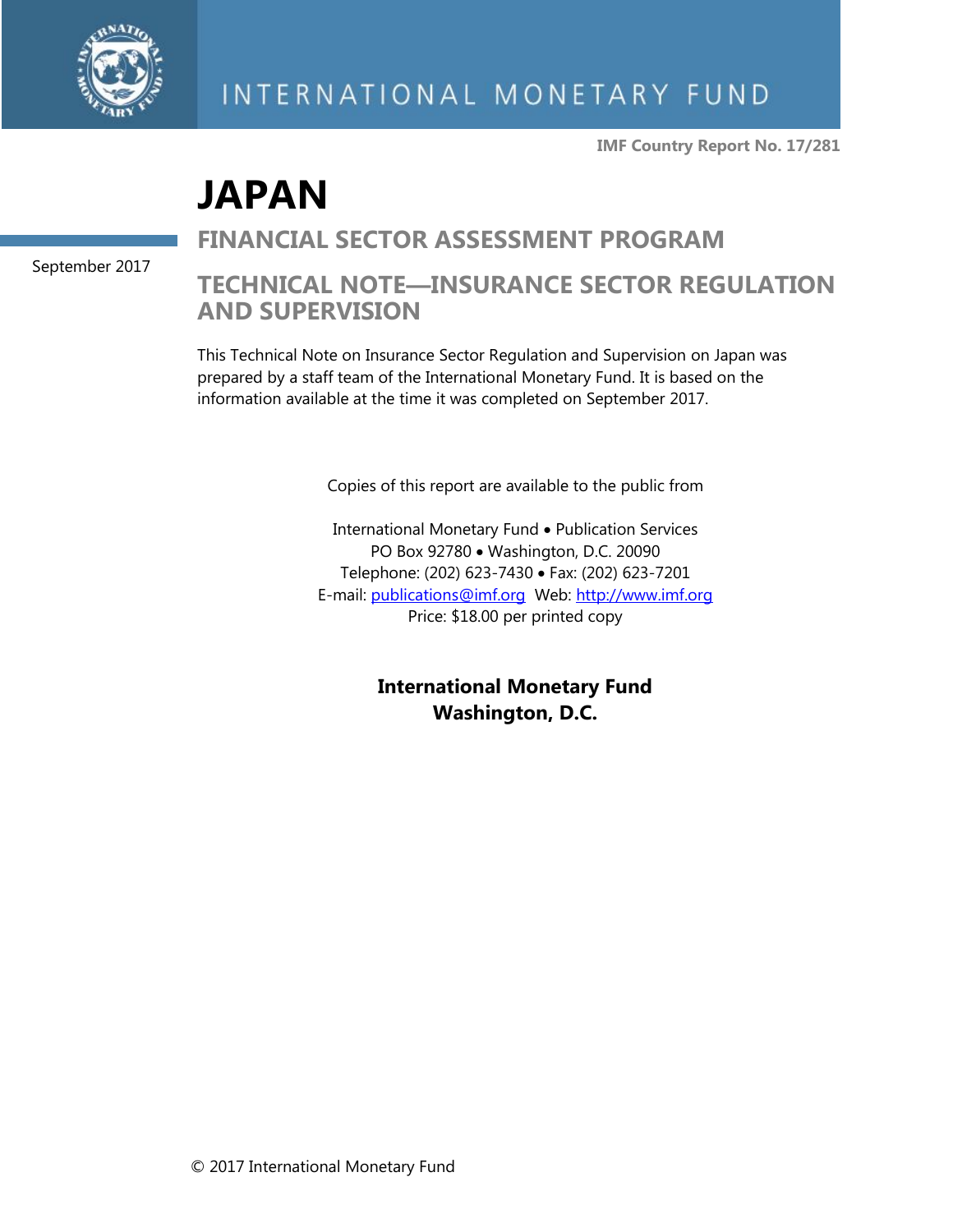INTERNATIONAL MONETARY FUND

**IMF Country Report No. 17/281**

# JAPAN

## FINANCIAL SECTOR ASSESSMENT PROGRAM

September 2017

## TECHNICAL NOTE—INSURANCE SECTOR REGULATION AND SUPERVISION

This Technical Note on Insurance Sector Regulation and Supervision on Japan was prepared by a staff team of the International Monetary Fund. It is based on the information available at the time it was completed on September 2017.

Copies of this report are available to the public from

International Monetary Fund • Publication Services
PO Box 92780 • Washington, D.C. 20090
Telephone: (202) 623-7430 • Fax: (202) 623-7201
E-mail: publications@imf.org Web: http://www.imf.org
Price: $18.00 per printed copy

**International Monetary Fund**
**Washington, D.C.**

© 2017 International Monetary Fund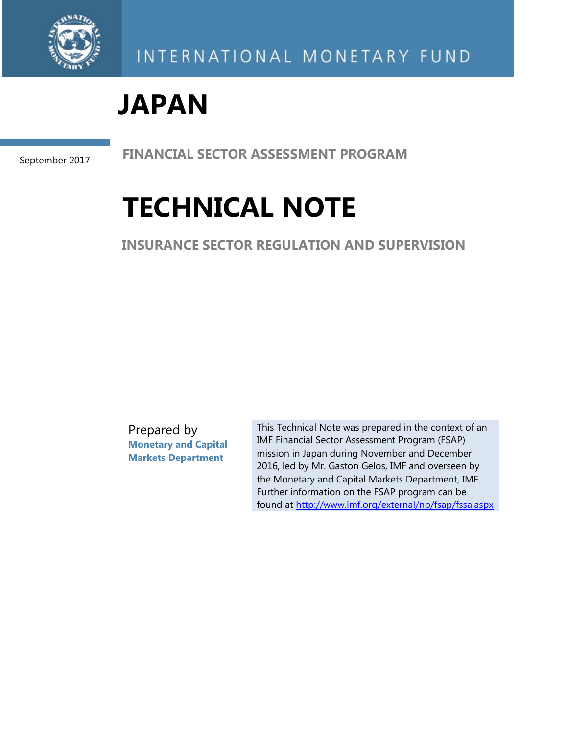INTERNATIONAL MONETARY FUND

# JAPAN

September 2017

## FINANCIAL SECTOR ASSESSMENT PROGRAM

# TECHNICAL NOTE

## INSURANCE SECTOR REGULATION AND SUPERVISION

Prepared by
**Monetary and Capital Markets Department**

This Technical Note was prepared in the context of an IMF Financial Sector Assessment Program (FSAP) mission in Japan during November and December 2016, led by Mr. Gaston Gelos, IMF and overseen by the Monetary and Capital Markets Department, IMF. Further information on the FSAP program can be found at http://www.imf.org/external/np/fsap/fssa.aspx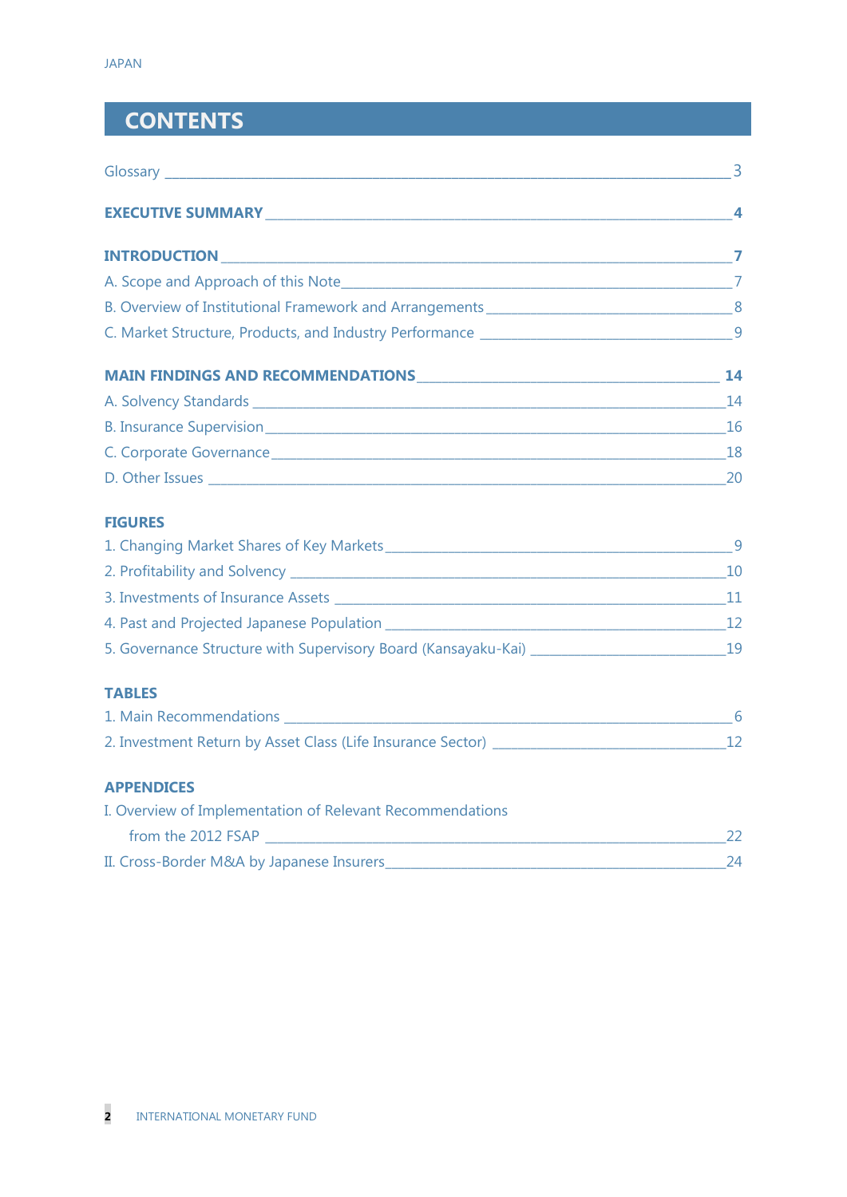# CONTENTS

Glossary \_\_\_\_ 3

**EXECUTIVE SUMMARY** \_\_\_\_ **4**

**INTRODUCTION** \_\_\_\_ **7**

A. Scope and Approach of this Note \_\_\_\_ 7

B. Overview of Institutional Framework and Arrangements \_\_\_\_ 8

C. Market Structure, Products, and Industry Performance \_\_\_\_ 9

**MAIN FINDINGS AND RECOMMENDATIONS** \_\_\_\_ **14**

A. Solvency Standards \_\_\_\_ 14

B. Insurance Supervision \_\_\_\_ 16

C. Corporate Governance \_\_\_\_ 18

D. Other Issues \_\_\_\_ 20

**FIGURES**

1. Changing Market Shares of Key Markets \_\_\_\_ 9
2. Profitability and Solvency \_\_\_\_ 10
3. Investments of Insurance Assets \_\_\_\_ 11
4. Past and Projected Japanese Population \_\_\_\_ 12
5. Governance Structure with Supervisory Board (Kansayaku-Kai) \_\_\_\_ 19

**TABLES**

1. Main Recommendations \_\_\_\_ 6
2. Investment Return by Asset Class (Life Insurance Sector) \_\_\_\_ 12

**APPENDICES**

I. Overview of Implementation of Relevant Recommendations from the 2012 FSAP \_\_\_\_ 22

II. Cross-Border M&A by Japanese Insurers \_\_\_\_ 24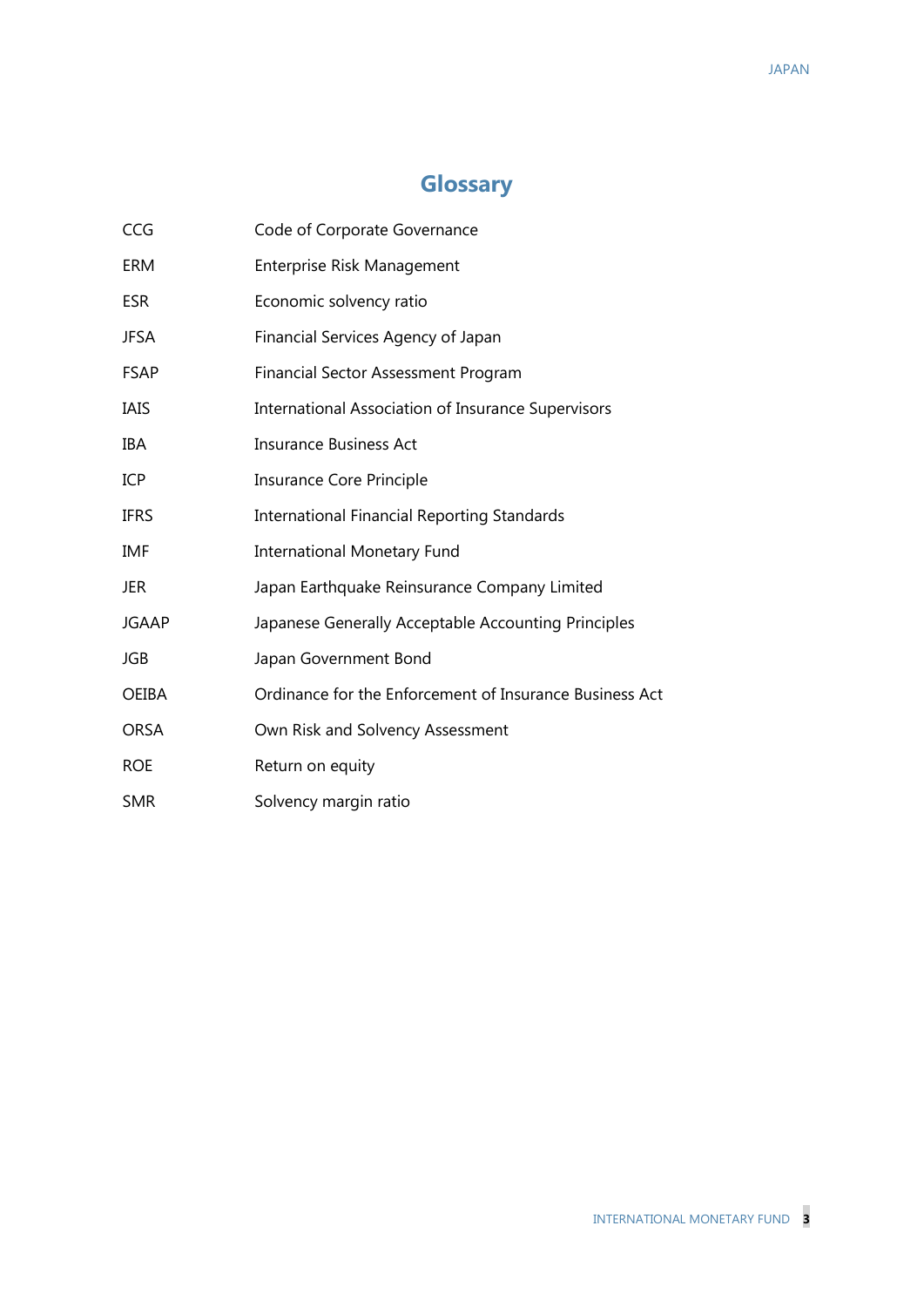# Glossary

| | |
|---|---|
| CCG | Code of Corporate Governance |
| ERM | Enterprise Risk Management |
| ESR | Economic solvency ratio |
| JFSA | Financial Services Agency of Japan |
| FSAP | Financial Sector Assessment Program |
| IAIS | International Association of Insurance Supervisors |
| IBA | Insurance Business Act |
| ICP | Insurance Core Principle |
| IFRS | International Financial Reporting Standards |
| IMF | International Monetary Fund |
| JER | Japan Earthquake Reinsurance Company Limited |
| JGAAP | Japanese Generally Acceptable Accounting Principles |
| JGB | Japan Government Bond |
| OEIBA | Ordinance for the Enforcement of Insurance Business Act |
| ORSA | Own Risk and Solvency Assessment |
| ROE | Return on equity |
| SMR | Solvency margin ratio |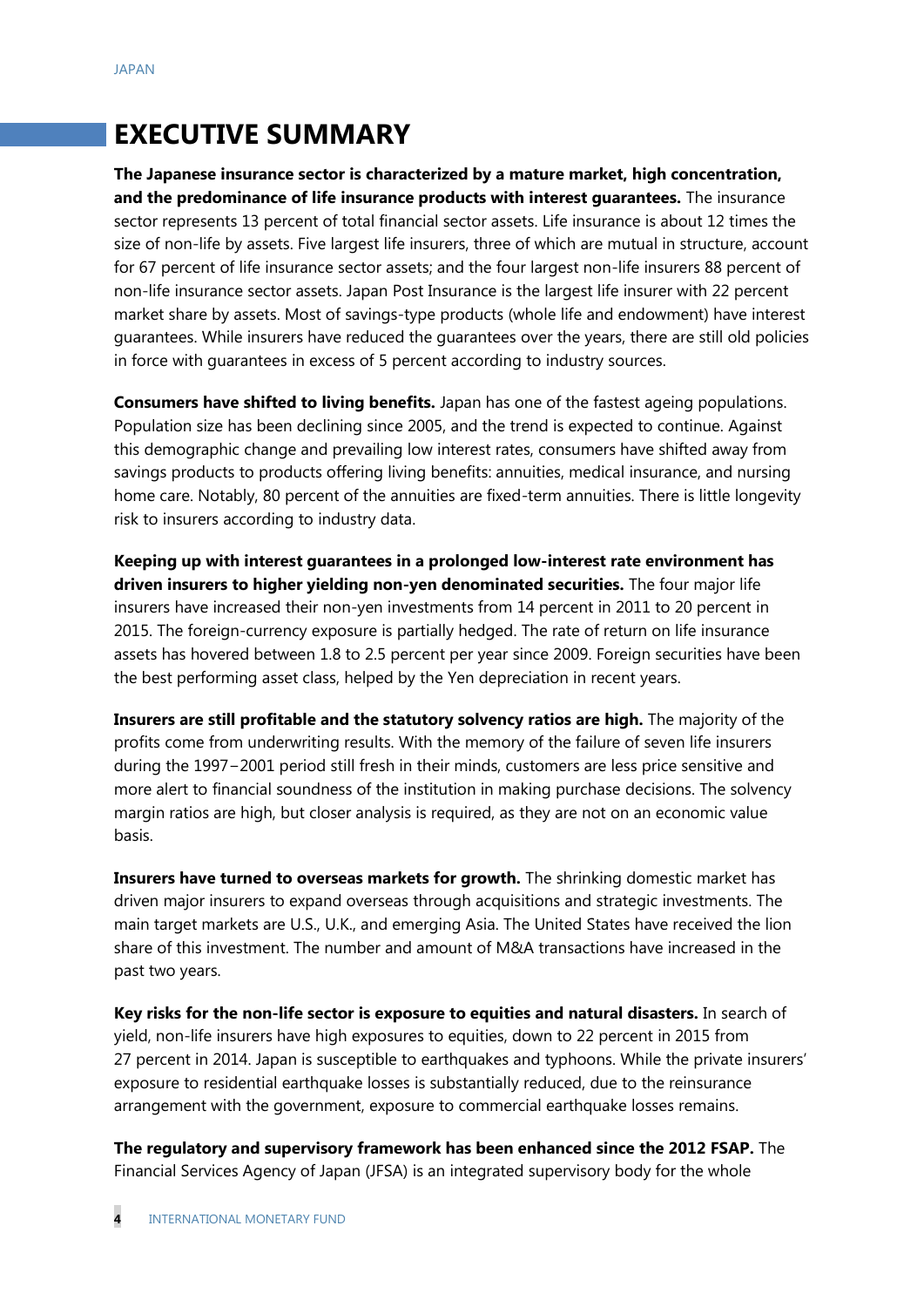# EXECUTIVE SUMMARY

**The Japanese insurance sector is characterized by a mature market, high concentration, and the predominance of life insurance products with interest guarantees.** The insurance sector represents 13 percent of total financial sector assets. Life insurance is about 12 times the size of non-life by assets. Five largest life insurers, three of which are mutual in structure, account for 67 percent of life insurance sector assets; and the four largest non-life insurers 88 percent of non-life insurance sector assets. Japan Post Insurance is the largest life insurer with 22 percent market share by assets. Most of savings-type products (whole life and endowment) have interest guarantees. While insurers have reduced the guarantees over the years, there are still old policies in force with guarantees in excess of 5 percent according to industry sources.

**Consumers have shifted to living benefits.** Japan has one of the fastest ageing populations. Population size has been declining since 2005, and the trend is expected to continue. Against this demographic change and prevailing low interest rates, consumers have shifted away from savings products to products offering living benefits: annuities, medical insurance, and nursing home care. Notably, 80 percent of the annuities are fixed-term annuities. There is little longevity risk to insurers according to industry data.

**Keeping up with interest guarantees in a prolonged low-interest rate environment has driven insurers to higher yielding non-yen denominated securities.** The four major life insurers have increased their non-yen investments from 14 percent in 2011 to 20 percent in 2015. The foreign-currency exposure is partially hedged. The rate of return on life insurance assets has hovered between 1.8 to 2.5 percent per year since 2009. Foreign securities have been the best performing asset class, helped by the Yen depreciation in recent years.

**Insurers are still profitable and the statutory solvency ratios are high.** The majority of the profits come from underwriting results. With the memory of the failure of seven life insurers during the 1997–2001 period still fresh in their minds, customers are less price sensitive and more alert to financial soundness of the institution in making purchase decisions. The solvency margin ratios are high, but closer analysis is required, as they are not on an economic value basis.

**Insurers have turned to overseas markets for growth.** The shrinking domestic market has driven major insurers to expand overseas through acquisitions and strategic investments. The main target markets are U.S., U.K., and emerging Asia. The United States have received the lion share of this investment. The number and amount of M&A transactions have increased in the past two years.

**Key risks for the non-life sector is exposure to equities and natural disasters.** In search of yield, non-life insurers have high exposures to equities, down to 22 percent in 2015 from 27 percent in 2014. Japan is susceptible to earthquakes and typhoons. While the private insurers' exposure to residential earthquake losses is substantially reduced, due to the reinsurance arrangement with the government, exposure to commercial earthquake losses remains.

**The regulatory and supervisory framework has been enhanced since the 2012 FSAP.** The Financial Services Agency of Japan (JFSA) is an integrated supervisory body for the whole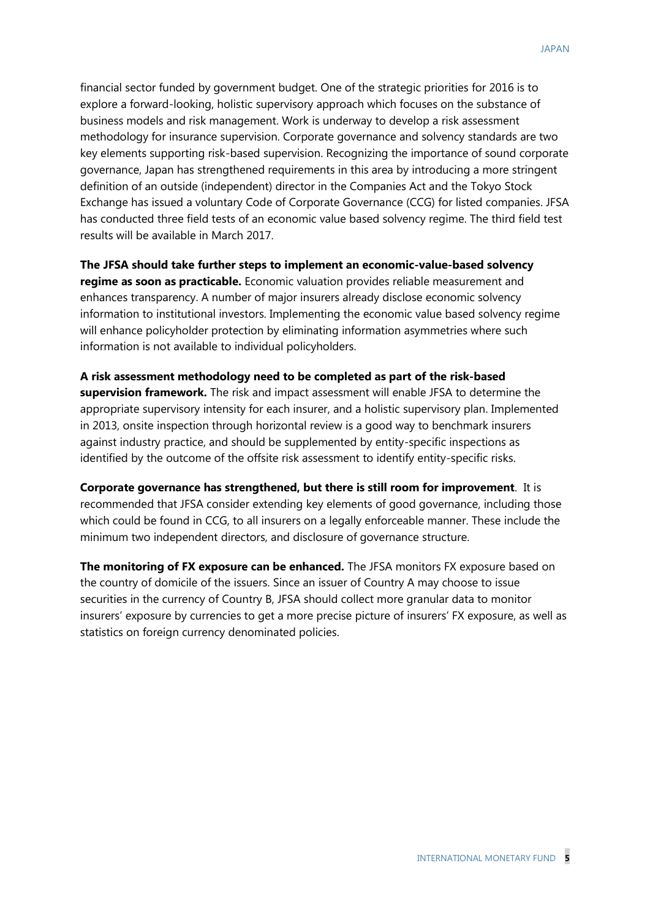financial sector funded by government budget. One of the strategic priorities for 2016 is to explore a forward-looking, holistic supervisory approach which focuses on the substance of business models and risk management. Work is underway to develop a risk assessment methodology for insurance supervision. Corporate governance and solvency standards are two key elements supporting risk-based supervision. Recognizing the importance of sound corporate governance, Japan has strengthened requirements in this area by introducing a more stringent definition of an outside (independent) director in the Companies Act and the Tokyo Stock Exchange has issued a voluntary Code of Corporate Governance (CCG) for listed companies. JFSA has conducted three field tests of an economic value based solvency regime. The third field test results will be available in March 2017.

**The JFSA should take further steps to implement an economic-value-based solvency regime as soon as practicable.** Economic valuation provides reliable measurement and enhances transparency. A number of major insurers already disclose economic solvency information to institutional investors. Implementing the economic value based solvency regime will enhance policyholder protection by eliminating information asymmetries where such information is not available to individual policyholders.

**A risk assessment methodology need to be completed as part of the risk-based supervision framework.** The risk and impact assessment will enable JFSA to determine the appropriate supervisory intensity for each insurer, and a holistic supervisory plan. Implemented in 2013, onsite inspection through horizontal review is a good way to benchmark insurers against industry practice, and should be supplemented by entity-specific inspections as identified by the outcome of the offsite risk assessment to identify entity-specific risks.

**Corporate governance has strengthened, but there is still room for improvement**. It is recommended that JFSA consider extending key elements of good governance, including those which could be found in CCG, to all insurers on a legally enforceable manner. These include the minimum two independent directors, and disclosure of governance structure.

**The monitoring of FX exposure can be enhanced.** The JFSA monitors FX exposure based on the country of domicile of the issuers. Since an issuer of Country A may choose to issue securities in the currency of Country B, JFSA should collect more granular data to monitor insurers' exposure by currencies to get a more precise picture of insurers' FX exposure, as well as statistics on foreign currency denominated policies.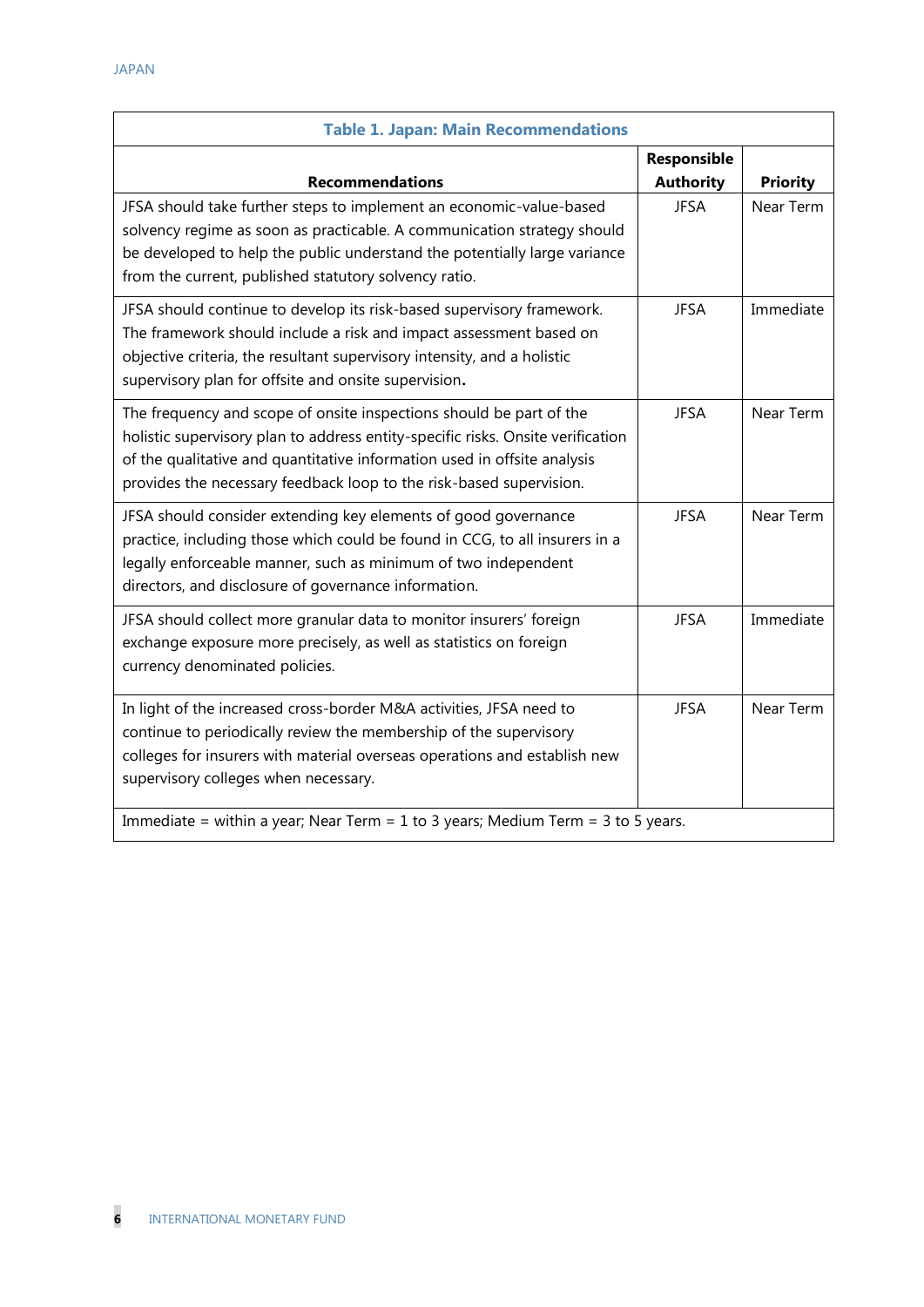**Table 1. Japan: Main Recommendations**

| Recommendations | Responsible Authority | Priority |
|---|---|---|
| JFSA should take further steps to implement an economic-value-based solvency regime as soon as practicable. A communication strategy should be developed to help the public understand the potentially large variance from the current, published statutory solvency ratio. | JFSA | Near Term |
| JFSA should continue to develop its risk-based supervisory framework. The framework should include a risk and impact assessment based on objective criteria, the resultant supervisory intensity, and a holistic supervisory plan for offsite and onsite supervision. | JFSA | Immediate |
| The frequency and scope of onsite inspections should be part of the holistic supervisory plan to address entity-specific risks. Onsite verification of the qualitative and quantitative information used in offsite analysis provides the necessary feedback loop to the risk-based supervision. | JFSA | Near Term |
| JFSA should consider extending key elements of good governance practice, including those which could be found in CCG, to all insurers in a legally enforceable manner, such as minimum of two independent directors, and disclosure of governance information. | JFSA | Near Term |
| JFSA should collect more granular data to monitor insurers' foreign exchange exposure more precisely, as well as statistics on foreign currency denominated policies. | JFSA | Immediate |
| In light of the increased cross-border M&A activities, JFSA need to continue to periodically review the membership of the supervisory colleges for insurers with material overseas operations and establish new supervisory colleges when necessary. | JFSA | Near Term |

Immediate = within a year; Near Term = 1 to 3 years; Medium Term = 3 to 5 years.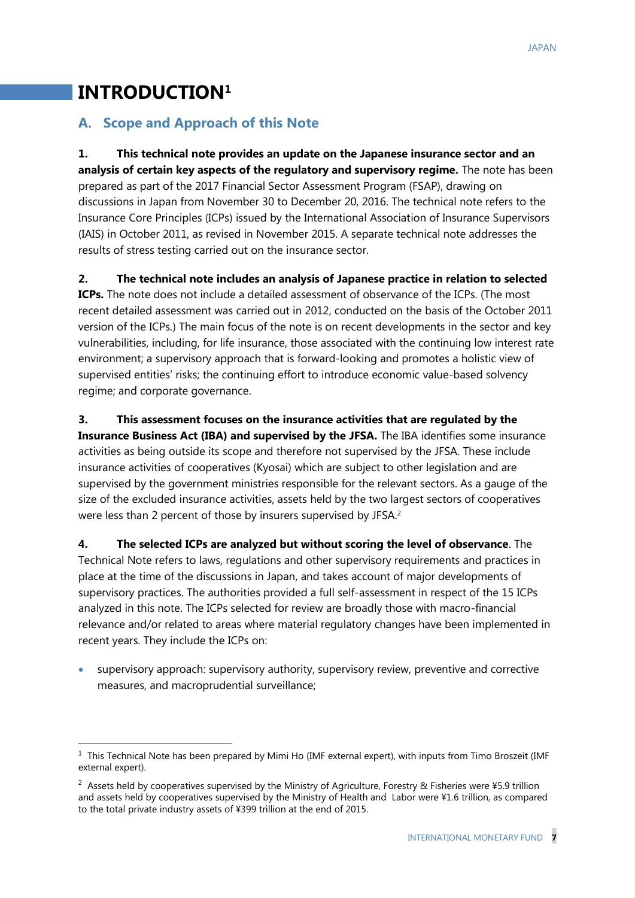# INTRODUCTION[1]

## A. Scope and Approach of this Note

**1. This technical note provides an update on the Japanese insurance sector and an analysis of certain key aspects of the regulatory and supervisory regime.** The note has been prepared as part of the 2017 Financial Sector Assessment Program (FSAP), drawing on discussions in Japan from November 30 to December 20, 2016. The technical note refers to the Insurance Core Principles (ICPs) issued by the International Association of Insurance Supervisors (IAIS) in October 2011, as revised in November 2015. A separate technical note addresses the results of stress testing carried out on the insurance sector.

**2. The technical note includes an analysis of Japanese practice in relation to selected ICPs.** The note does not include a detailed assessment of observance of the ICPs. (The most recent detailed assessment was carried out in 2012, conducted on the basis of the October 2011 version of the ICPs.) The main focus of the note is on recent developments in the sector and key vulnerabilities, including, for life insurance, those associated with the continuing low interest rate environment; a supervisory approach that is forward-looking and promotes a holistic view of supervised entities' risks; the continuing effort to introduce economic value-based solvency regime; and corporate governance.

**3. This assessment focuses on the insurance activities that are regulated by the Insurance Business Act (IBA) and supervised by the JFSA.** The IBA identifies some insurance activities as being outside its scope and therefore not supervised by the JFSA. These include insurance activities of cooperatives (Kyosai) which are subject to other legislation and are supervised by the government ministries responsible for the relevant sectors. As a gauge of the size of the excluded insurance activities, assets held by the two largest sectors of cooperatives were less than 2 percent of those by insurers supervised by JFSA.[2]

**4. The selected ICPs are analyzed but without scoring the level of observance**. The Technical Note refers to laws, regulations and other supervisory requirements and practices in place at the time of the discussions in Japan, and takes account of major developments of supervisory practices. The authorities provided a full self-assessment in respect of the 15 ICPs analyzed in this note. The ICPs selected for review are broadly those with macro-financial relevance and/or related to areas where material regulatory changes have been implemented in recent years. They include the ICPs on:

- supervisory approach: supervisory authority, supervisory review, preventive and corrective measures, and macroprudential surveillance;

---

[1] This Technical Note has been prepared by Mimi Ho (IMF external expert), with inputs from Timo Broszeit (IMF external expert).

[2] Assets held by cooperatives supervised by the Ministry of Agriculture, Forestry & Fisheries were ¥5.9 trillion and assets held by cooperatives supervised by the Ministry of Health and Labor were ¥1.6 trillion, as compared to the total private industry assets of ¥399 trillion at the end of 2015.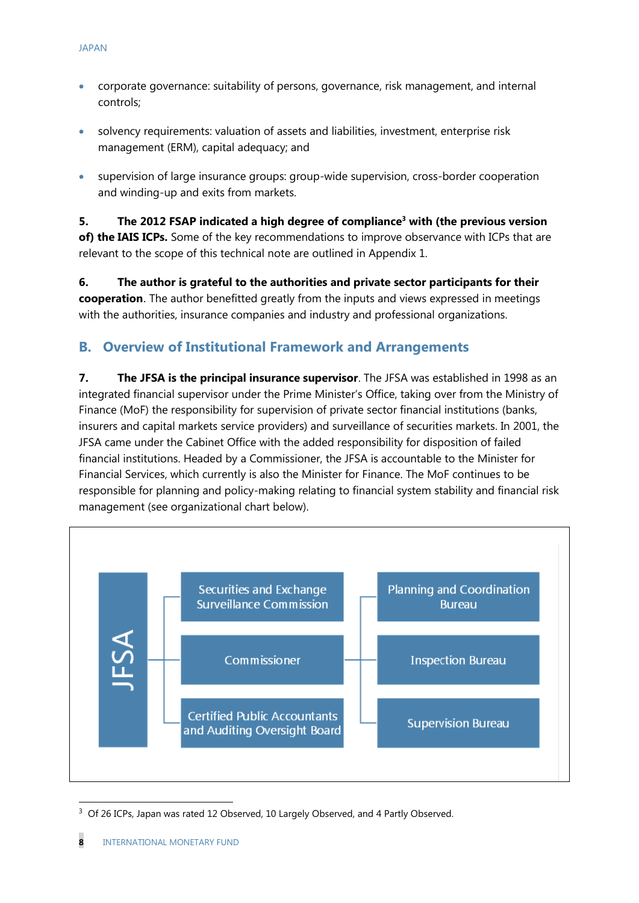- corporate governance: suitability of persons, governance, risk management, and internal controls;
- solvency requirements: valuation of assets and liabilities, investment, enterprise risk management (ERM), capital adequacy; and
- supervision of large insurance groups: group-wide supervision, cross-border cooperation and winding-up and exits from markets.

5. **The 2012 FSAP indicated a high degree of compliance[3] with (the previous version of) the IAIS ICPs.** Some of the key recommendations to improve observance with ICPs that are relevant to the scope of this technical note are outlined in Appendix 1.

6. **The author is grateful to the authorities and private sector participants for their cooperation**. The author benefitted greatly from the inputs and views expressed in meetings with the authorities, insurance companies and industry and professional organizations.

## B. Overview of Institutional Framework and Arrangements

7. **The JFSA is the principal insurance supervisor**. The JFSA was established in 1998 as an integrated financial supervisor under the Prime Minister's Office, taking over from the Ministry of Finance (MoF) the responsibility for supervision of private sector financial institutions (banks, insurers and capital markets service providers) and surveillance of securities markets. In 2001, the JFSA came under the Cabinet Office with the added responsibility for disposition of failed financial institutions. Headed by a Commissioner, the JFSA is accountable to the Minister for Financial Services, which currently is also the Minister for Finance. The MoF continues to be responsible for planning and policy-making relating to financial system stability and financial risk management (see organizational chart below).

JFSA

- Securities and Exchange Surveillance Commission
- Commissioner
  - Planning and Coordination Bureau
  - Inspection Bureau
  - Supervision Bureau
- Certified Public Accountants and Auditing Oversight Board

[3] Of 26 ICPs, Japan was rated 12 Observed, 10 Largely Observed, and 4 Partly Observed.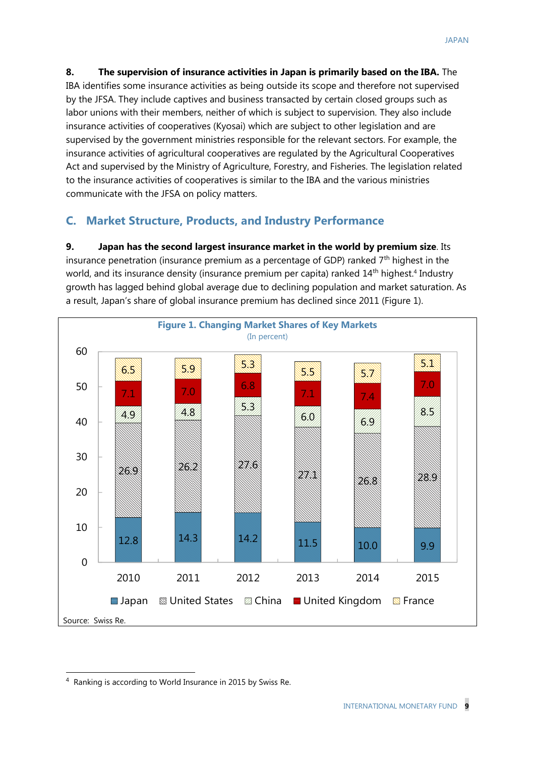**8. The supervision of insurance activities in Japan is primarily based on the IBA.** The IBA identifies some insurance activities as being outside its scope and therefore not supervised by the JFSA. They include captives and business transacted by certain closed groups such as labor unions with their members, neither of which is subject to supervision. They also include insurance activities of cooperatives (Kyosai) which are subject to other legislation and are supervised by the government ministries responsible for the relevant sectors. For example, the insurance activities of agricultural cooperatives are regulated by the Agricultural Cooperatives Act and supervised by the Ministry of Agriculture, Forestry, and Fisheries. The legislation related to the insurance activities of cooperatives is similar to the IBA and the various ministries communicate with the JFSA on policy matters.

## C. Market Structure, Products, and Industry Performance

**9. Japan has the second largest insurance market in the world by premium size**. Its insurance penetration (insurance premium as a percentage of GDP) ranked 7th highest in the world, and its insurance density (insurance premium per capita) ranked 14th highest.[4] Industry growth has lagged behind global average due to declining population and market saturation. As a result, Japan's share of global insurance premium has declined since 2011 (Figure 1).

**Figure 1. Changing Market Shares of Key Markets**
(In percent)

| | 2010 | 2011 | 2012 | 2013 | 2014 | 2015 |
|---|---|---|---|---|---|---|
| Japan | 12.8 | 14.3 | 14.2 | 11.5 | 10.0 | 9.9 |
| United States | 26.9 | 26.2 | 27.6 | 27.1 | 26.8 | 28.9 |
| China | 4.9 | 4.8 | 5.3 | 6.0 | 6.9 | 8.5 |
| United Kingdom | 7.1 | 7.0 | 6.8 | 7.1 | 7.4 | 7.0 |
| France | 6.5 | 5.9 | 5.3 | 5.5 | 5.7 | 5.1 |

Source: Swiss Re.

[4] Ranking is according to World Insurance in 2015 by Swiss Re.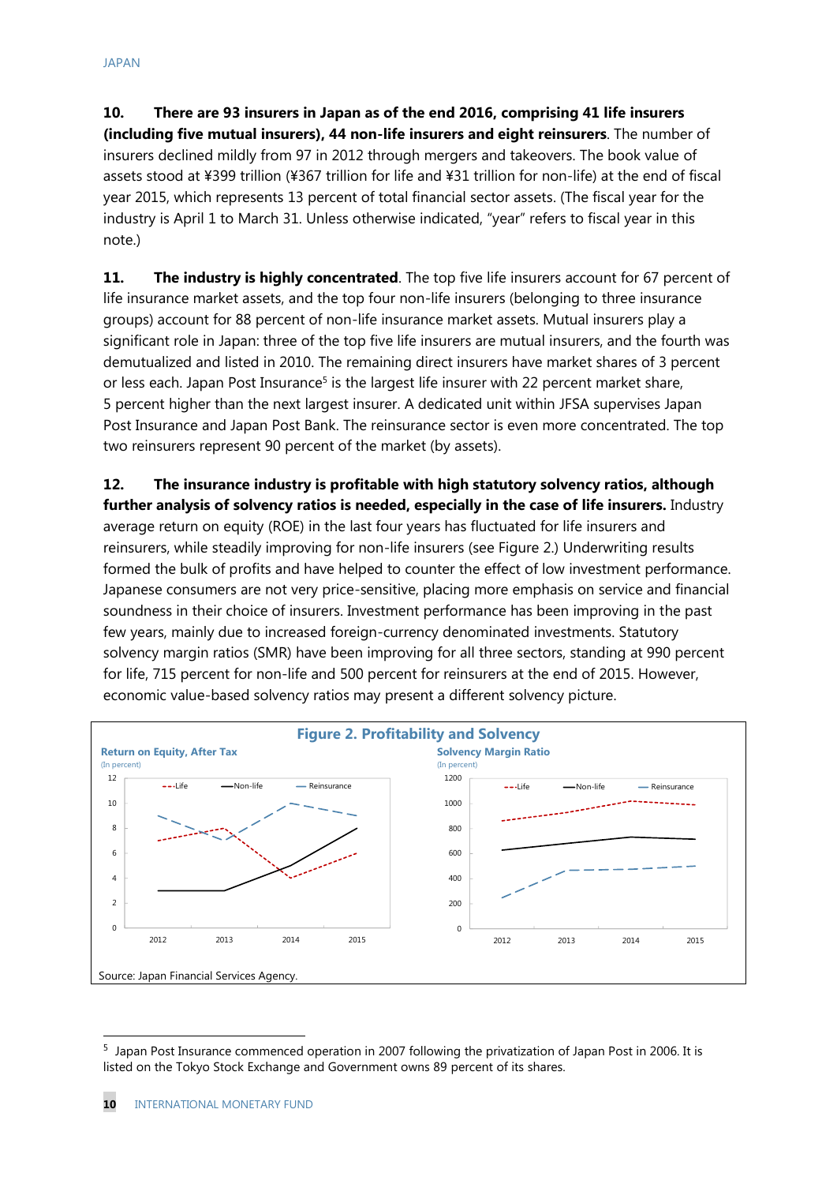**10. There are 93 insurers in Japan as of the end 2016, comprising 41 life insurers (including five mutual insurers), 44 non-life insurers and eight reinsurers**. The number of insurers declined mildly from 97 in 2012 through mergers and takeovers. The book value of assets stood at ¥399 trillion (¥367 trillion for life and ¥31 trillion for non-life) at the end of fiscal year 2015, which represents 13 percent of total financial sector assets. (The fiscal year for the industry is April 1 to March 31. Unless otherwise indicated, "year" refers to fiscal year in this note.)

**11. The industry is highly concentrated**. The top five life insurers account for 67 percent of life insurance market assets, and the top four non-life insurers (belonging to three insurance groups) account for 88 percent of non-life insurance market assets. Mutual insurers play a significant role in Japan: three of the top five life insurers are mutual insurers, and the fourth was demutualized and listed in 2010. The remaining direct insurers have market shares of 3 percent or less each. Japan Post Insurance[5] is the largest life insurer with 22 percent market share, 5 percent higher than the next largest insurer. A dedicated unit within JFSA supervises Japan Post Insurance and Japan Post Bank. The reinsurance sector is even more concentrated. The top two reinsurers represent 90 percent of the market (by assets).

**12. The insurance industry is profitable with high statutory solvency ratios, although further analysis of solvency ratios is needed, especially in the case of life insurers.** Industry average return on equity (ROE) in the last four years has fluctuated for life insurers and reinsurers, while steadily improving for non-life insurers (see Figure 2.) Underwriting results formed the bulk of profits and have helped to counter the effect of low investment performance. Japanese consumers are not very price-sensitive, placing more emphasis on service and financial soundness in their choice of insurers. Investment performance has been improving in the past few years, mainly due to increased foreign-currency denominated investments. Statutory solvency margin ratios (SMR) have been improving for all three sectors, standing at 990 percent for life, 715 percent for non-life and 500 percent for reinsurers at the end of 2015. However, economic value-based solvency ratios may present a different solvency picture.

**Figure 2. Profitability and Solvency**

**Return on Equity, After Tax** (In percent)

| | 2012 | 2013 | 2014 | 2015 |
|---|---|---|---|---|
| Life | 7 | 8 | 4 | 6 |
| Non-life | 3 | 3 | 5 | 8 |
| Reinsurance | 9 | 7 | 10 | 9 |

**Solvency Margin Ratio** (In percent)

| | 2012 | 2013 | 2014 | 2015 |
|---|---|---|---|---|
| Life | 860 | 930 | 1020 | 990 |
| Non-life | 625 | 680 | 730 | 715 |
| Reinsurance | 245 | 465 | 475 | 500 |

Source: Japan Financial Services Agency.

[5] Japan Post Insurance commenced operation in 2007 following the privatization of Japan Post in 2006. It is listed on the Tokyo Stock Exchange and Government owns 89 percent of its shares.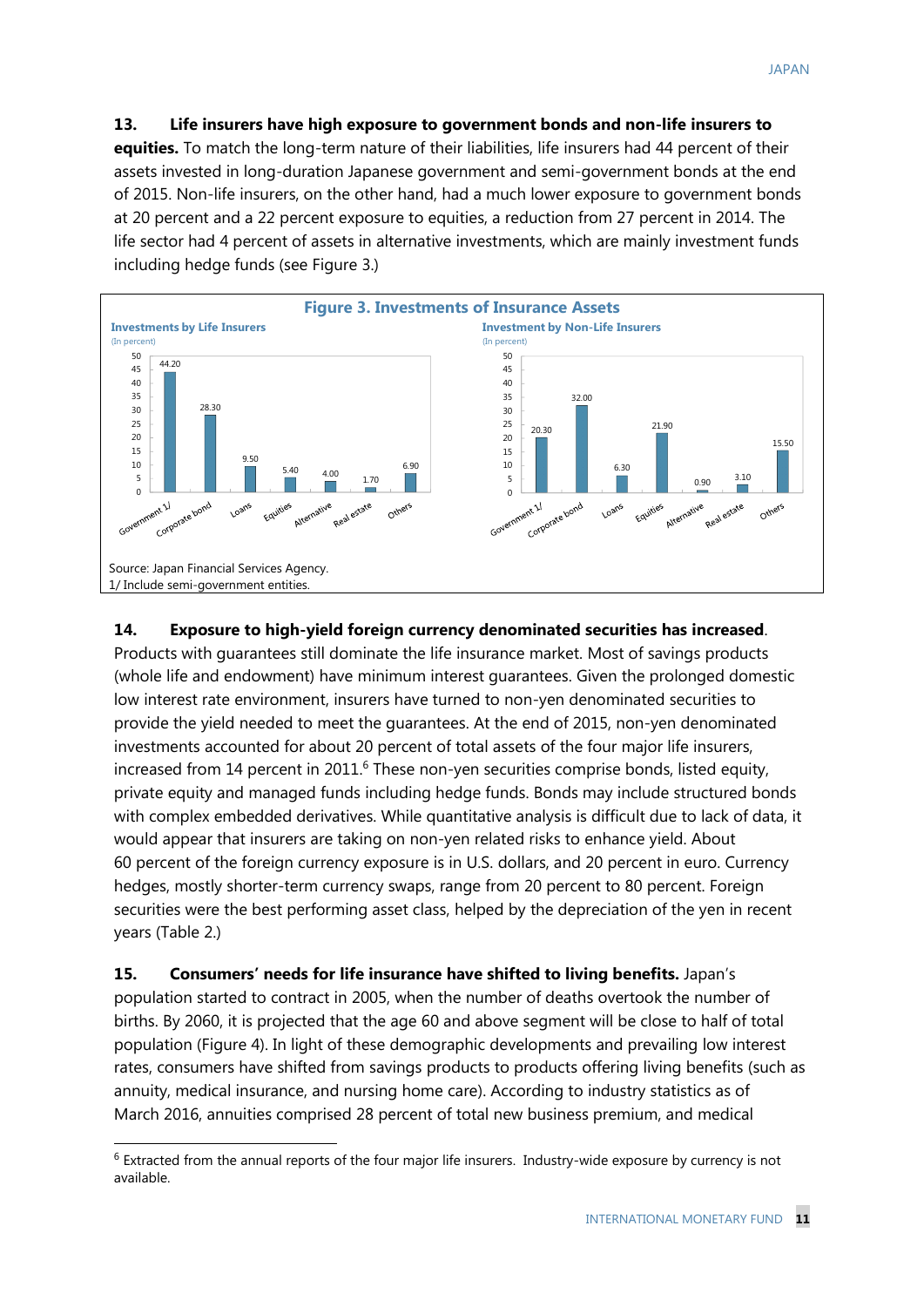**13. Life insurers have high exposure to government bonds and non-life insurers to equities.** To match the long-term nature of their liabilities, life insurers had 44 percent of their assets invested in long-duration Japanese government and semi-government bonds at the end of 2015. Non-life insurers, on the other hand, had a much lower exposure to government bonds at 20 percent and a 22 percent exposure to equities, a reduction from 27 percent in 2014. The life sector had 4 percent of assets in alternative investments, which are mainly investment funds including hedge funds (see Figure 3.)

**Figure 3. Investments of Insurance Assets**

**Investments by Life Insurers** (In percent)

| Category | Percent |
| --- | --- |
| Government 1/ | 44.20 |
| Corporate bond | 28.30 |
| Loans | 9.50 |
| Equities | 5.40 |
| Alternative | 4.00 |
| Real estate | 1.70 |
| Others | 6.90 |

**Investment by Non-Life Insurers** (In percent)

| Category | Percent |
| --- | --- |
| Government 1/ | 20.30 |
| Corporate bond | 32.00 |
| Loans | 6.30 |
| Equities | 21.90 |
| Alternative | 0.90 |
| Real estate | 3.10 |
| Others | 15.50 |

Source: Japan Financial Services Agency.
1/ Include semi-government entities.

**14. Exposure to high-yield foreign currency denominated securities has increased.** Products with guarantees still dominate the life insurance market. Most of savings products (whole life and endowment) have minimum interest guarantees. Given the prolonged domestic low interest rate environment, insurers have turned to non-yen denominated securities to provide the yield needed to meet the guarantees. At the end of 2015, non-yen denominated investments accounted for about 20 percent of total assets of the four major life insurers, increased from 14 percent in 2011.[6] These non-yen securities comprise bonds, listed equity, private equity and managed funds including hedge funds. Bonds may include structured bonds with complex embedded derivatives. While quantitative analysis is difficult due to lack of data, it would appear that insurers are taking on non-yen related risks to enhance yield. About 60 percent of the foreign currency exposure is in U.S. dollars, and 20 percent in euro. Currency hedges, mostly shorter-term currency swaps, range from 20 percent to 80 percent. Foreign securities were the best performing asset class, helped by the depreciation of the yen in recent years (Table 2.)

**15. Consumers' needs for life insurance have shifted to living benefits.** Japan's population started to contract in 2005, when the number of deaths overtook the number of births. By 2060, it is projected that the age 60 and above segment will be close to half of total population (Figure 4). In light of these demographic developments and prevailing low interest rates, consumers have shifted from savings products to products offering living benefits (such as annuity, medical insurance, and nursing home care). According to industry statistics as of March 2016, annuities comprised 28 percent of total new business premium, and medical

[6] Extracted from the annual reports of the four major life insurers. Industry-wide exposure by currency is not available.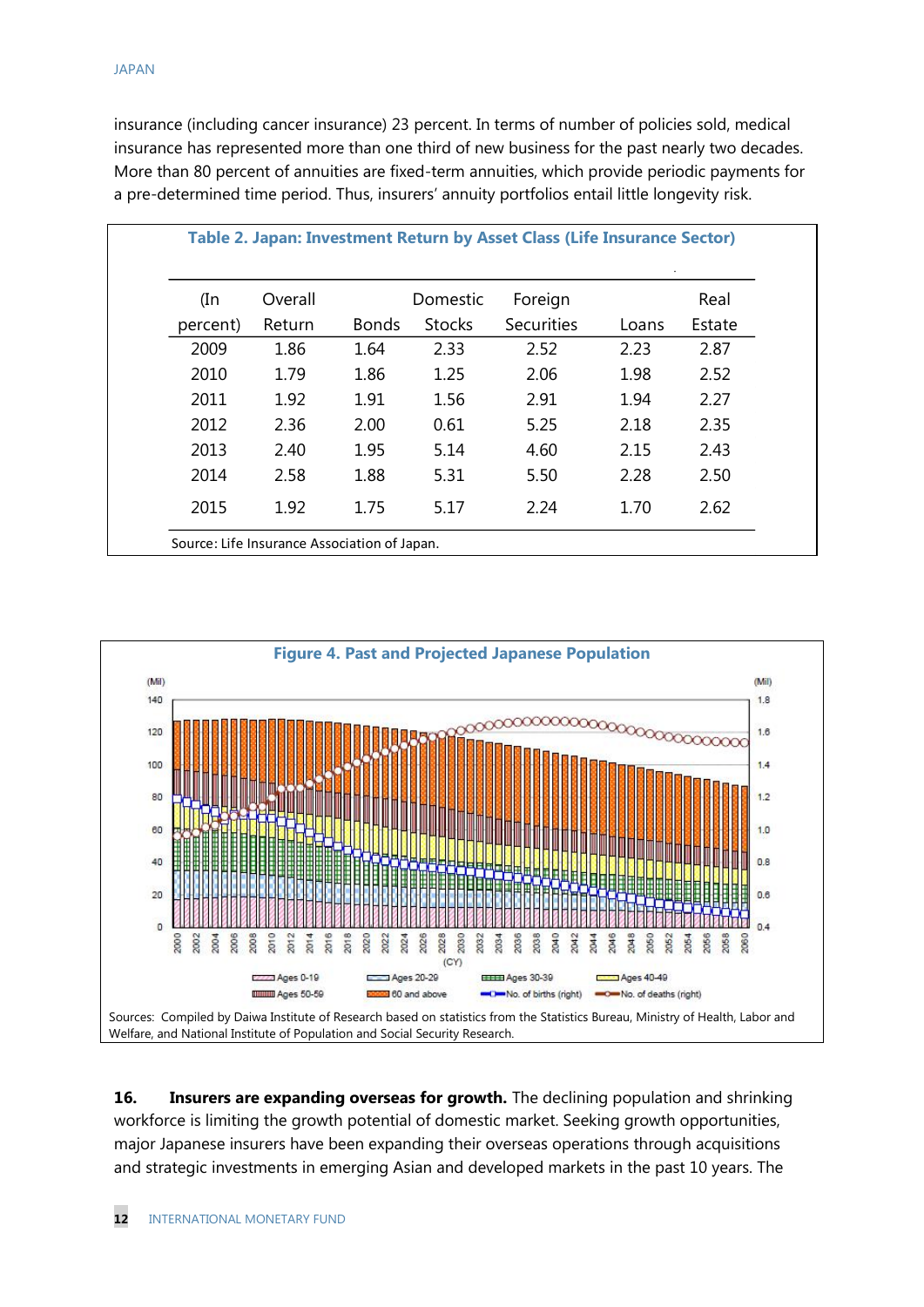insurance (including cancer insurance) 23 percent. In terms of number of policies sold, medical insurance has represented more than one third of new business for the past nearly two decades. More than 80 percent of annuities are fixed-term annuities, which provide periodic payments for a pre-determined time period. Thus, insurers' annuity portfolios entail little longevity risk.

**Table 2. Japan: Investment Return by Asset Class (Life Insurance Sector)**

| (In percent) | Overall Return | Bonds | Domestic Stocks | Foreign Securities | Loans | Real Estate |
|---|---|---|---|---|---|---|
| 2009 | 1.86 | 1.64 | 2.33 | 2.52 | 2.23 | 2.87 |
| 2010 | 1.79 | 1.86 | 1.25 | 2.06 | 1.98 | 2.52 |
| 2011 | 1.92 | 1.91 | 1.56 | 2.91 | 1.94 | 2.27 |
| 2012 | 2.36 | 2.00 | 0.61 | 5.25 | 2.18 | 2.35 |
| 2013 | 2.40 | 1.95 | 5.14 | 4.60 | 2.15 | 2.43 |
| 2014 | 2.58 | 1.88 | 5.31 | 5.50 | 2.28 | 2.50 |
| 2015 | 1.92 | 1.75 | 5.17 | 2.24 | 1.70 | 2.62 |

Source: Life Insurance Association of Japan.

**Figure 4. Past and Projected Japanese Population**

Sources: Compiled by Daiwa Institute of Research based on statistics from the Statistics Bureau, Ministry of Health, Labor and Welfare, and National Institute of Population and Social Security Research.

**16. Insurers are expanding overseas for growth.** The declining population and shrinking workforce is limiting the growth potential of domestic market. Seeking growth opportunities, major Japanese insurers have been expanding their overseas operations through acquisitions and strategic investments in emerging Asian and developed markets in the past 10 years. The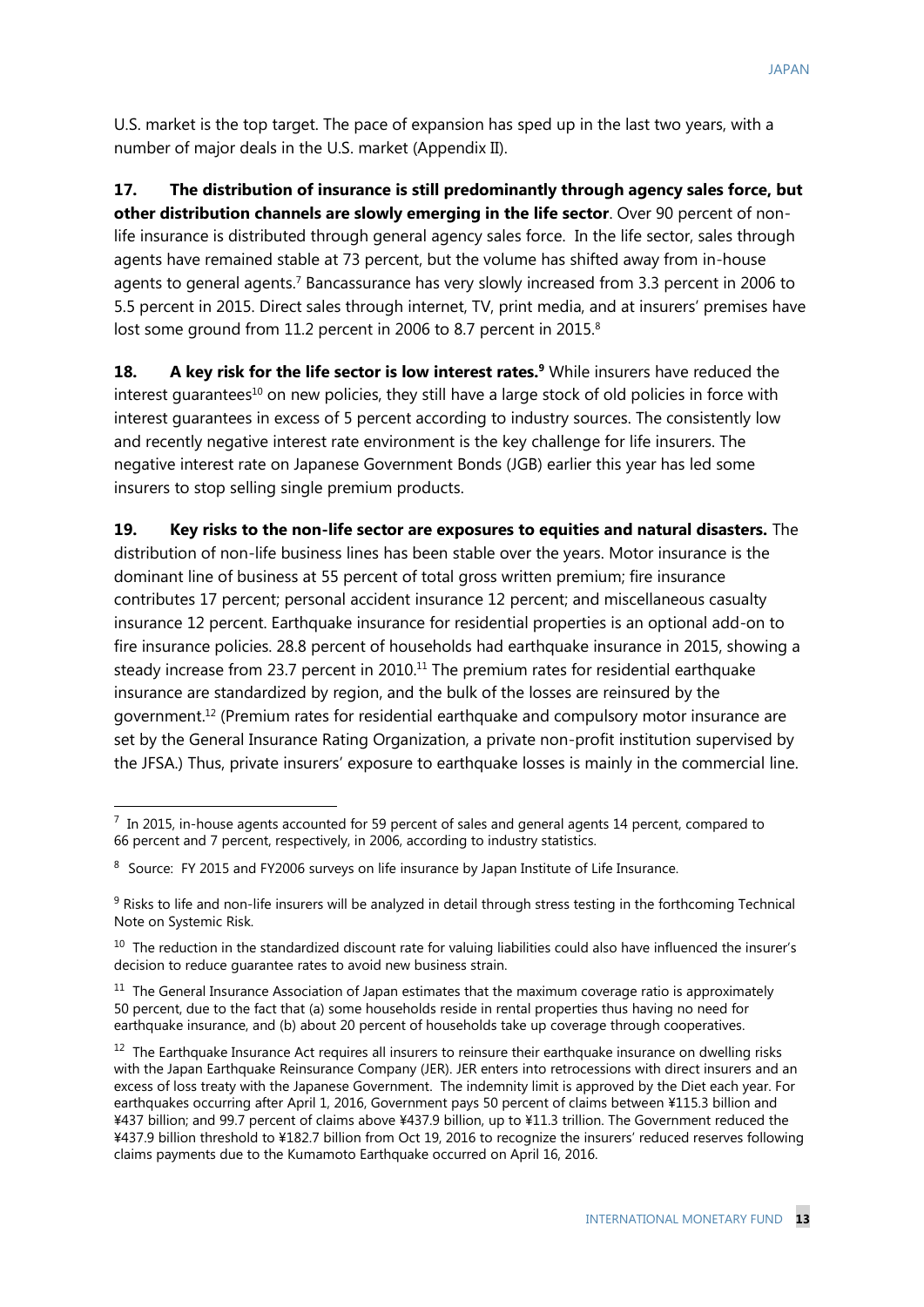U.S. market is the top target. The pace of expansion has sped up in the last two years, with a number of major deals in the U.S. market (Appendix II).

**17. The distribution of insurance is still predominantly through agency sales force, but other distribution channels are slowly emerging in the life sector**. Over 90 percent of non-life insurance is distributed through general agency sales force. In the life sector, sales through agents have remained stable at 73 percent, but the volume has shifted away from in-house agents to general agents.[7] Bancassurance has very slowly increased from 3.3 percent in 2006 to 5.5 percent in 2015. Direct sales through internet, TV, print media, and at insurers' premises have lost some ground from 11.2 percent in 2006 to 8.7 percent in 2015.[8]

**18. A key risk for the life sector is low interest rates.[9]** While insurers have reduced the interest guarantees[10] on new policies, they still have a large stock of old policies in force with interest guarantees in excess of 5 percent according to industry sources. The consistently low and recently negative interest rate environment is the key challenge for life insurers. The negative interest rate on Japanese Government Bonds (JGB) earlier this year has led some insurers to stop selling single premium products.

**19. Key risks to the non-life sector are exposures to equities and natural disasters.** The distribution of non-life business lines has been stable over the years. Motor insurance is the dominant line of business at 55 percent of total gross written premium; fire insurance contributes 17 percent; personal accident insurance 12 percent; and miscellaneous casualty insurance 12 percent. Earthquake insurance for residential properties is an optional add-on to fire insurance policies. 28.8 percent of households had earthquake insurance in 2015, showing a steady increase from 23.7 percent in 2010.[11] The premium rates for residential earthquake insurance are standardized by region, and the bulk of the losses are reinsured by the government.[12] (Premium rates for residential earthquake and compulsory motor insurance are set by the General Insurance Rating Organization, a private non-profit institution supervised by the JFSA.) Thus, private insurers' exposure to earthquake losses is mainly in the commercial line.

---

[7] In 2015, in-house agents accounted for 59 percent of sales and general agents 14 percent, compared to 66 percent and 7 percent, respectively, in 2006, according to industry statistics.

[8] Source: FY 2015 and FY2006 surveys on life insurance by Japan Institute of Life Insurance.

[9] Risks to life and non-life insurers will be analyzed in detail through stress testing in the forthcoming Technical Note on Systemic Risk.

[10] The reduction in the standardized discount rate for valuing liabilities could also have influenced the insurer's decision to reduce guarantee rates to avoid new business strain.

[11] The General Insurance Association of Japan estimates that the maximum coverage ratio is approximately 50 percent, due to the fact that (a) some households reside in rental properties thus having no need for earthquake insurance, and (b) about 20 percent of households take up coverage through cooperatives.

[12] The Earthquake Insurance Act requires all insurers to reinsure their earthquake insurance on dwelling risks with the Japan Earthquake Reinsurance Company (JER). JER enters into retrocessions with direct insurers and an excess of loss treaty with the Japanese Government. The indemnity limit is approved by the Diet each year. For earthquakes occurring after April 1, 2016, Government pays 50 percent of claims between ¥115.3 billion and ¥437 billion; and 99.7 percent of claims above ¥437.9 billion, up to ¥11.3 trillion. The Government reduced the ¥437.9 billion threshold to ¥182.7 billion from Oct 19, 2016 to recognize the insurers' reduced reserves following claims payments due to the Kumamoto Earthquake occurred on April 16, 2016.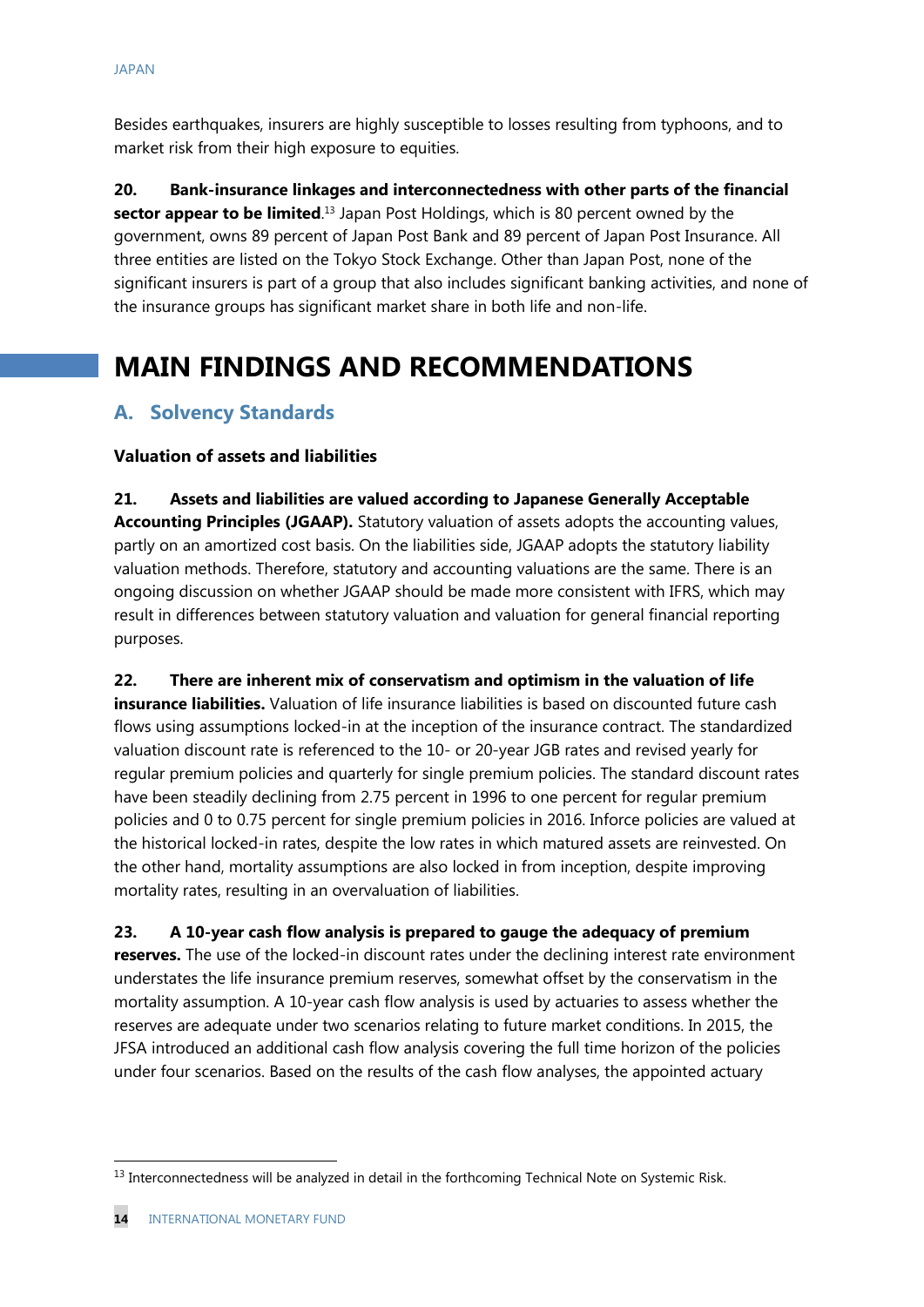Besides earthquakes, insurers are highly susceptible to losses resulting from typhoons, and to market risk from their high exposure to equities.

**20. Bank-insurance linkages and interconnectedness with other parts of the financial sector appear to be limited**.[13] Japan Post Holdings, which is 80 percent owned by the government, owns 89 percent of Japan Post Bank and 89 percent of Japan Post Insurance. All three entities are listed on the Tokyo Stock Exchange. Other than Japan Post, none of the significant insurers is part of a group that also includes significant banking activities, and none of the insurance groups has significant market share in both life and non-life.

# MAIN FINDINGS AND RECOMMENDATIONS

## A. Solvency Standards

### Valuation of assets and liabilities

**21. Assets and liabilities are valued according to Japanese Generally Acceptable Accounting Principles (JGAAP).** Statutory valuation of assets adopts the accounting values, partly on an amortized cost basis. On the liabilities side, JGAAP adopts the statutory liability valuation methods. Therefore, statutory and accounting valuations are the same. There is an ongoing discussion on whether JGAAP should be made more consistent with IFRS, which may result in differences between statutory valuation and valuation for general financial reporting purposes.

**22. There are inherent mix of conservatism and optimism in the valuation of life insurance liabilities.** Valuation of life insurance liabilities is based on discounted future cash flows using assumptions locked-in at the inception of the insurance contract. The standardized valuation discount rate is referenced to the 10- or 20-year JGB rates and revised yearly for regular premium policies and quarterly for single premium policies. The standard discount rates have been steadily declining from 2.75 percent in 1996 to one percent for regular premium policies and 0 to 0.75 percent for single premium policies in 2016. Inforce policies are valued at the historical locked-in rates, despite the low rates in which matured assets are reinvested. On the other hand, mortality assumptions are also locked in from inception, despite improving mortality rates, resulting in an overvaluation of liabilities.

**23. A 10-year cash flow analysis is prepared to gauge the adequacy of premium reserves.** The use of the locked-in discount rates under the declining interest rate environment understates the life insurance premium reserves, somewhat offset by the conservatism in the mortality assumption. A 10-year cash flow analysis is used by actuaries to assess whether the reserves are adequate under two scenarios relating to future market conditions. In 2015, the JFSA introduced an additional cash flow analysis covering the full time horizon of the policies under four scenarios. Based on the results of the cash flow analyses, the appointed actuary

[13] Interconnectedness will be analyzed in detail in the forthcoming Technical Note on Systemic Risk.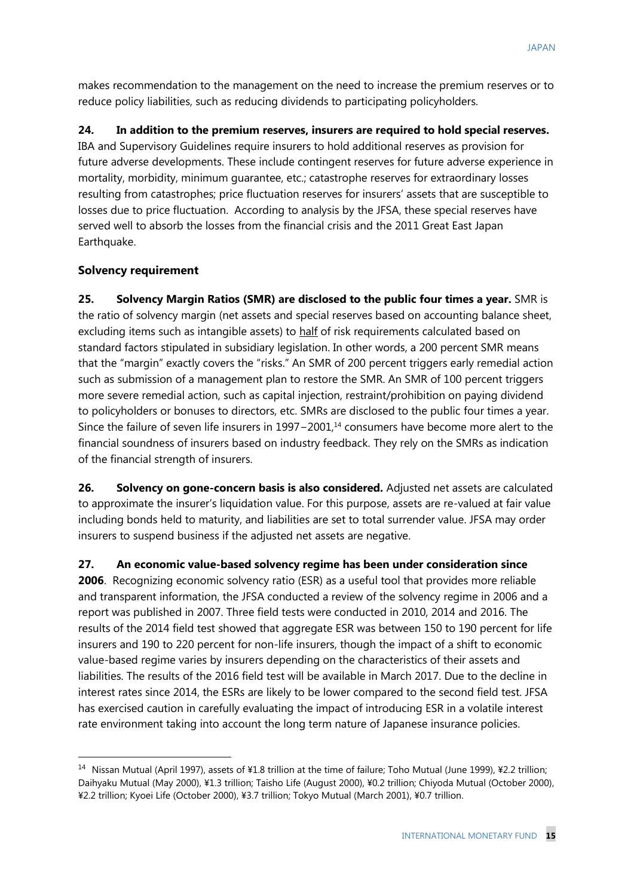makes recommendation to the management on the need to increase the premium reserves or to reduce policy liabilities, such as reducing dividends to participating policyholders.

**24. In addition to the premium reserves, insurers are required to hold special reserves.** IBA and Supervisory Guidelines require insurers to hold additional reserves as provision for future adverse developments. These include contingent reserves for future adverse experience in mortality, morbidity, minimum guarantee, etc.; catastrophe reserves for extraordinary losses resulting from catastrophes; price fluctuation reserves for insurers' assets that are susceptible to losses due to price fluctuation. According to analysis by the JFSA, these special reserves have served well to absorb the losses from the financial crisis and the 2011 Great East Japan Earthquake.

### Solvency requirement

**25. Solvency Margin Ratios (SMR) are disclosed to the public four times a year.** SMR is the ratio of solvency margin (net assets and special reserves based on accounting balance sheet, excluding items such as intangible assets) to <u>half</u> of risk requirements calculated based on standard factors stipulated in subsidiary legislation. In other words, a 200 percent SMR means that the "margin" exactly covers the "risks." An SMR of 200 percent triggers early remedial action such as submission of a management plan to restore the SMR. An SMR of 100 percent triggers more severe remedial action, such as capital injection, restraint/prohibition on paying dividend to policyholders or bonuses to directors, etc. SMRs are disclosed to the public four times a year. Since the failure of seven life insurers in 1997–2001,[14] consumers have become more alert to the financial soundness of insurers based on industry feedback. They rely on the SMRs as indication of the financial strength of insurers.

**26. Solvency on gone-concern basis is also considered.** Adjusted net assets are calculated to approximate the insurer's liquidation value. For this purpose, assets are re-valued at fair value including bonds held to maturity, and liabilities are set to total surrender value. JFSA may order insurers to suspend business if the adjusted net assets are negative.

**27. An economic value-based solvency regime has been under consideration since 2006**. Recognizing economic solvency ratio (ESR) as a useful tool that provides more reliable and transparent information, the JFSA conducted a review of the solvency regime in 2006 and a report was published in 2007. Three field tests were conducted in 2010, 2014 and 2016. The results of the 2014 field test showed that aggregate ESR was between 150 to 190 percent for life insurers and 190 to 220 percent for non-life insurers, though the impact of a shift to economic value-based regime varies by insurers depending on the characteristics of their assets and liabilities. The results of the 2016 field test will be available in March 2017. Due to the decline in interest rates since 2014, the ESRs are likely to be lower compared to the second field test. JFSA has exercised caution in carefully evaluating the impact of introducing ESR in a volatile interest rate environment taking into account the long term nature of Japanese insurance policies.

---

[14] Nissan Mutual (April 1997), assets of ¥1.8 trillion at the time of failure; Toho Mutual (June 1999), ¥2.2 trillion; Daihyaku Mutual (May 2000), ¥1.3 trillion; Taisho Life (August 2000), ¥0.2 trillion; Chiyoda Mutual (October 2000), ¥2.2 trillion; Kyoei Life (October 2000), ¥3.7 trillion; Tokyo Mutual (March 2001), ¥0.7 trillion.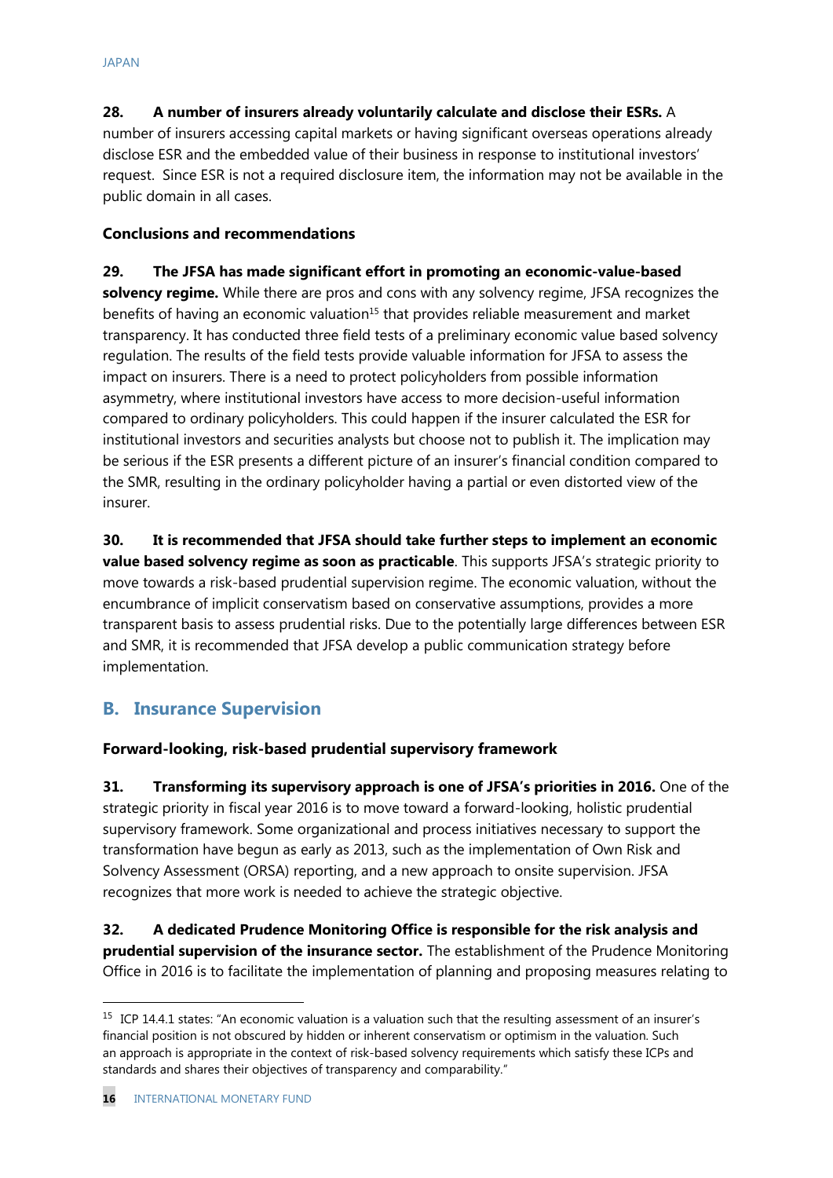**28. A number of insurers already voluntarily calculate and disclose their ESRs.** A number of insurers accessing capital markets or having significant overseas operations already disclose ESR and the embedded value of their business in response to institutional investors' request. Since ESR is not a required disclosure item, the information may not be available in the public domain in all cases.

**Conclusions and recommendations**

**29. The JFSA has made significant effort in promoting an economic-value-based solvency regime.** While there are pros and cons with any solvency regime, JFSA recognizes the benefits of having an economic valuation[15] that provides reliable measurement and market transparency. It has conducted three field tests of a preliminary economic value based solvency regulation. The results of the field tests provide valuable information for JFSA to assess the impact on insurers. There is a need to protect policyholders from possible information asymmetry, where institutional investors have access to more decision-useful information compared to ordinary policyholders. This could happen if the insurer calculated the ESR for institutional investors and securities analysts but choose not to publish it. The implication may be serious if the ESR presents a different picture of an insurer's financial condition compared to the SMR, resulting in the ordinary policyholder having a partial or even distorted view of the insurer.

**30. It is recommended that JFSA should take further steps to implement an economic value based solvency regime as soon as practicable**. This supports JFSA's strategic priority to move towards a risk-based prudential supervision regime. The economic valuation, without the encumbrance of implicit conservatism based on conservative assumptions, provides a more transparent basis to assess prudential risks. Due to the potentially large differences between ESR and SMR, it is recommended that JFSA develop a public communication strategy before implementation.

## B. Insurance Supervision

**Forward-looking, risk-based prudential supervisory framework**

**31. Transforming its supervisory approach is one of JFSA's priorities in 2016.** One of the strategic priority in fiscal year 2016 is to move toward a forward-looking, holistic prudential supervisory framework. Some organizational and process initiatives necessary to support the transformation have begun as early as 2013, such as the implementation of Own Risk and Solvency Assessment (ORSA) reporting, and a new approach to onsite supervision. JFSA recognizes that more work is needed to achieve the strategic objective.

**32. A dedicated Prudence Monitoring Office is responsible for the risk analysis and prudential supervision of the insurance sector.** The establishment of the Prudence Monitoring Office in 2016 is to facilitate the implementation of planning and proposing measures relating to

[15] ICP 14.4.1 states: "An economic valuation is a valuation such that the resulting assessment of an insurer's financial position is not obscured by hidden or inherent conservatism or optimism in the valuation. Such an approach is appropriate in the context of risk-based solvency requirements which satisfy these ICPs and standards and shares their objectives of transparency and comparability."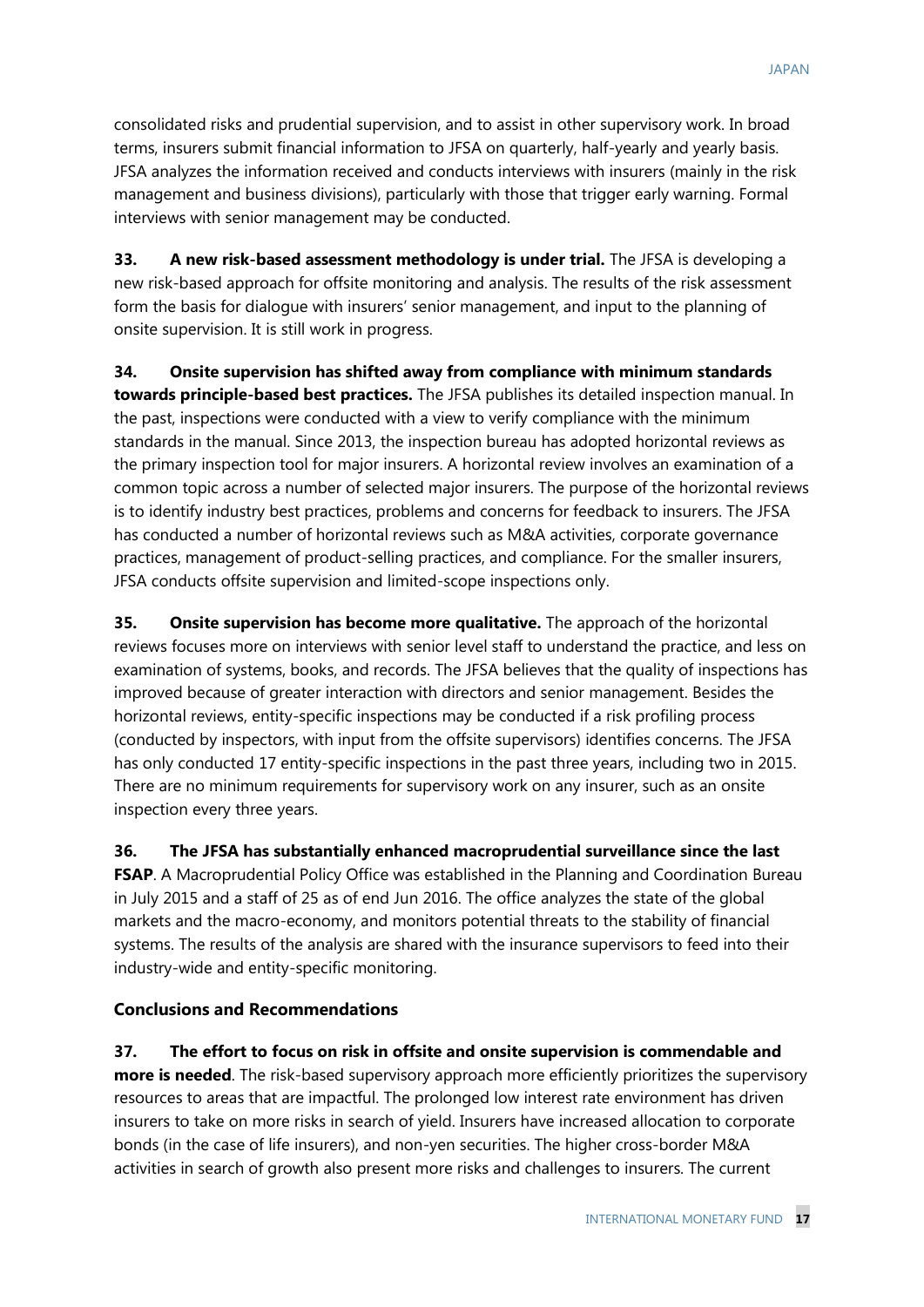consolidated risks and prudential supervision, and to assist in other supervisory work. In broad terms, insurers submit financial information to JFSA on quarterly, half-yearly and yearly basis. JFSA analyzes the information received and conducts interviews with insurers (mainly in the risk management and business divisions), particularly with those that trigger early warning. Formal interviews with senior management may be conducted.

**33. A new risk-based assessment methodology is under trial.** The JFSA is developing a new risk-based approach for offsite monitoring and analysis. The results of the risk assessment form the basis for dialogue with insurers' senior management, and input to the planning of onsite supervision. It is still work in progress.

**34. Onsite supervision has shifted away from compliance with minimum standards towards principle-based best practices.** The JFSA publishes its detailed inspection manual. In the past, inspections were conducted with a view to verify compliance with the minimum standards in the manual. Since 2013, the inspection bureau has adopted horizontal reviews as the primary inspection tool for major insurers. A horizontal review involves an examination of a common topic across a number of selected major insurers. The purpose of the horizontal reviews is to identify industry best practices, problems and concerns for feedback to insurers. The JFSA has conducted a number of horizontal reviews such as M&A activities, corporate governance practices, management of product-selling practices, and compliance. For the smaller insurers, JFSA conducts offsite supervision and limited-scope inspections only.

**35. Onsite supervision has become more qualitative.** The approach of the horizontal reviews focuses more on interviews with senior level staff to understand the practice, and less on examination of systems, books, and records. The JFSA believes that the quality of inspections has improved because of greater interaction with directors and senior management. Besides the horizontal reviews, entity-specific inspections may be conducted if a risk profiling process (conducted by inspectors, with input from the offsite supervisors) identifies concerns. The JFSA has only conducted 17 entity-specific inspections in the past three years, including two in 2015. There are no minimum requirements for supervisory work on any insurer, such as an onsite inspection every three years.

**36. The JFSA has substantially enhanced macroprudential surveillance since the last FSAP**. A Macroprudential Policy Office was established in the Planning and Coordination Bureau in July 2015 and a staff of 25 as of end Jun 2016. The office analyzes the state of the global markets and the macro-economy, and monitors potential threats to the stability of financial systems. The results of the analysis are shared with the insurance supervisors to feed into their industry-wide and entity-specific monitoring.

### Conclusions and Recommendations

**37. The effort to focus on risk in offsite and onsite supervision is commendable and more is needed**. The risk-based supervisory approach more efficiently prioritizes the supervisory resources to areas that are impactful. The prolonged low interest rate environment has driven insurers to take on more risks in search of yield. Insurers have increased allocation to corporate bonds (in the case of life insurers), and non-yen securities. The higher cross-border M&A activities in search of growth also present more risks and challenges to insurers. The current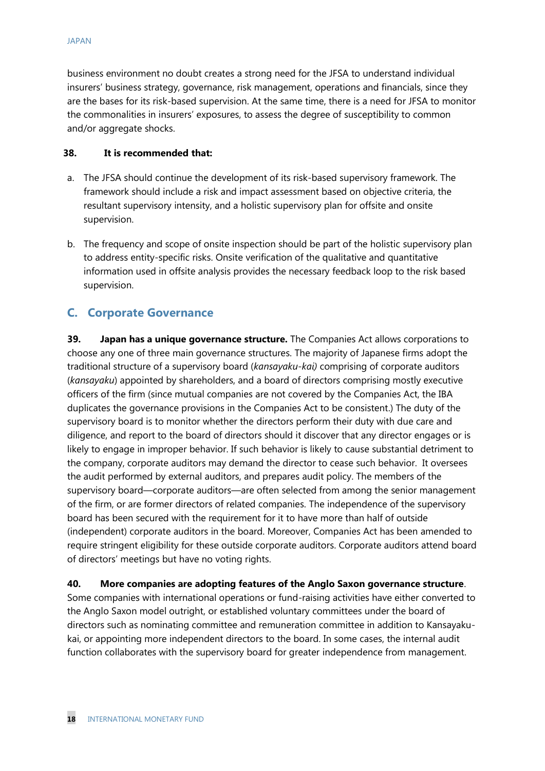business environment no doubt creates a strong need for the JFSA to understand individual insurers' business strategy, governance, risk management, operations and financials, since they are the bases for its risk-based supervision. At the same time, there is a need for JFSA to monitor the commonalities in insurers' exposures, to assess the degree of susceptibility to common and/or aggregate shocks.

**38. It is recommended that:**

a. The JFSA should continue the development of its risk-based supervisory framework. The framework should include a risk and impact assessment based on objective criteria, the resultant supervisory intensity, and a holistic supervisory plan for offsite and onsite supervision.

b. The frequency and scope of onsite inspection should be part of the holistic supervisory plan to address entity-specific risks. Onsite verification of the qualitative and quantitative information used in offsite analysis provides the necessary feedback loop to the risk based supervision.

## C. Corporate Governance

**39. Japan has a unique governance structure.** The Companies Act allows corporations to choose any one of three main governance structures. The majority of Japanese firms adopt the traditional structure of a supervisory board (*kansayaku-kai)* comprising of corporate auditors (*kansayaku*) appointed by shareholders, and a board of directors comprising mostly executive officers of the firm (since mutual companies are not covered by the Companies Act, the IBA duplicates the governance provisions in the Companies Act to be consistent.) The duty of the supervisory board is to monitor whether the directors perform their duty with due care and diligence, and report to the board of directors should it discover that any director engages or is likely to engage in improper behavior. If such behavior is likely to cause substantial detriment to the company, corporate auditors may demand the director to cease such behavior. It oversees the audit performed by external auditors, and prepares audit policy. The members of the supervisory board—corporate auditors—are often selected from among the senior management of the firm, or are former directors of related companies. The independence of the supervisory board has been secured with the requirement for it to have more than half of outside (independent) corporate auditors in the board. Moreover, Companies Act has been amended to require stringent eligibility for these outside corporate auditors. Corporate auditors attend board of directors' meetings but have no voting rights.

**40. More companies are adopting features of the Anglo Saxon governance structure**. Some companies with international operations or fund-raising activities have either converted to the Anglo Saxon model outright, or established voluntary committees under the board of directors such as nominating committee and remuneration committee in addition to Kansayaku-kai, or appointing more independent directors to the board. In some cases, the internal audit function collaborates with the supervisory board for greater independence from management.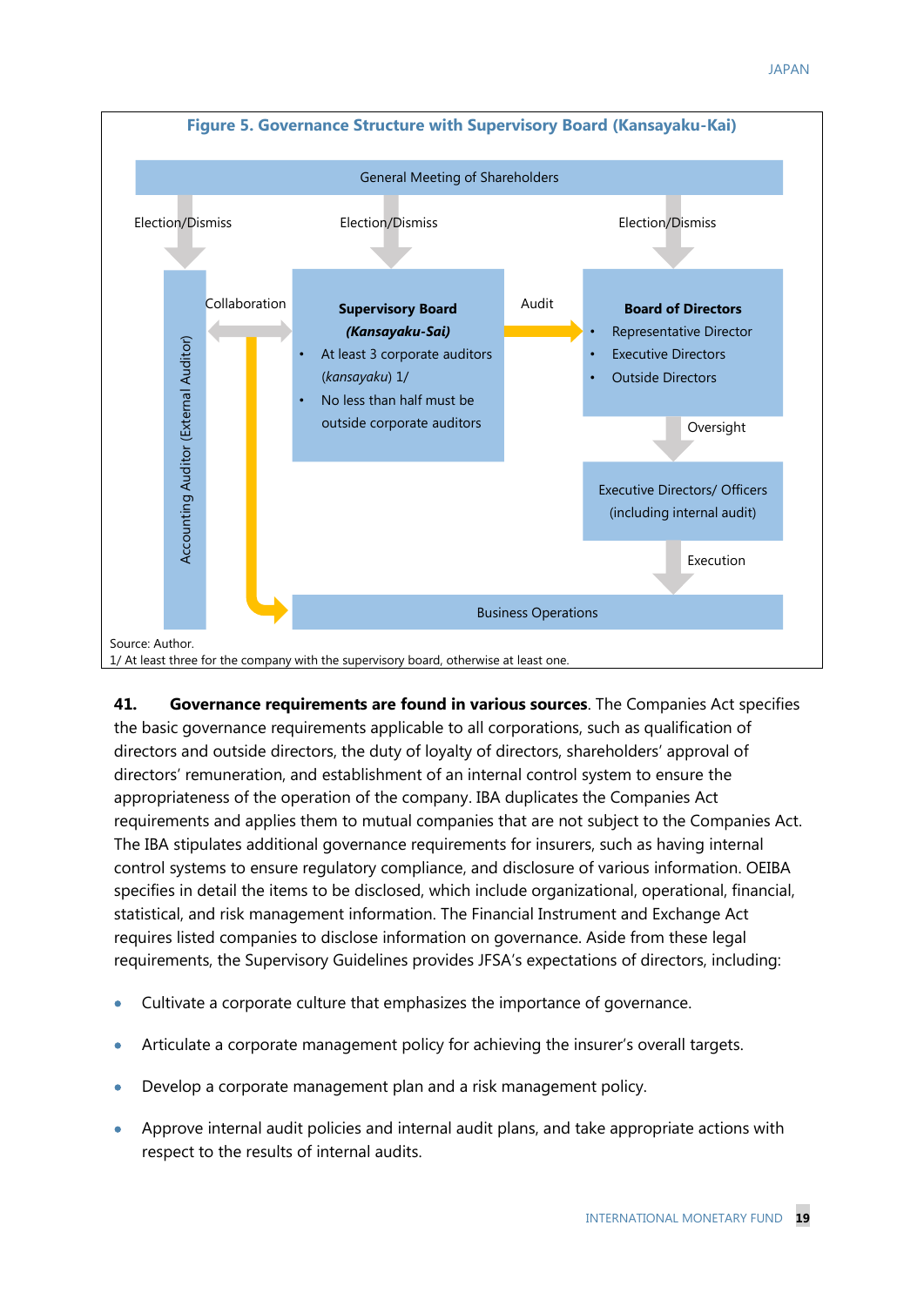**Figure 5. Governance Structure with Supervisory Board (Kansayaku-Kai)**

General Meeting of Shareholders

Election/Dismiss — Election/Dismiss — Election/Dismiss

Accounting Auditor (External Auditor)

Collaboration

**Supervisory Board**
***(Kansayaku-Sai)***
- At least 3 corporate auditors (*kansayaku*) 1/
- No less than half must be outside corporate auditors

Audit

**Board of Directors**
- Representative Director
- Executive Directors
- Outside Directors

Oversight

Executive Directors/ Officers (including internal audit)

Execution

Business Operations

Source: Author.
1/ At least three for the company with the supervisory board, otherwise at least one.

**41. Governance requirements are found in various sources**. The Companies Act specifies the basic governance requirements applicable to all corporations, such as qualification of directors and outside directors, the duty of loyalty of directors, shareholders' approval of directors' remuneration, and establishment of an internal control system to ensure the appropriateness of the operation of the company. IBA duplicates the Companies Act requirements and applies them to mutual companies that are not subject to the Companies Act. The IBA stipulates additional governance requirements for insurers, such as having internal control systems to ensure regulatory compliance, and disclosure of various information. OEIBA specifies in detail the items to be disclosed, which include organizational, operational, financial, statistical, and risk management information. The Financial Instrument and Exchange Act requires listed companies to disclose information on governance. Aside from these legal requirements, the Supervisory Guidelines provides JFSA's expectations of directors, including:

- Cultivate a corporate culture that emphasizes the importance of governance.
- Articulate a corporate management policy for achieving the insurer's overall targets.
- Develop a corporate management plan and a risk management policy.
- Approve internal audit policies and internal audit plans, and take appropriate actions with respect to the results of internal audits.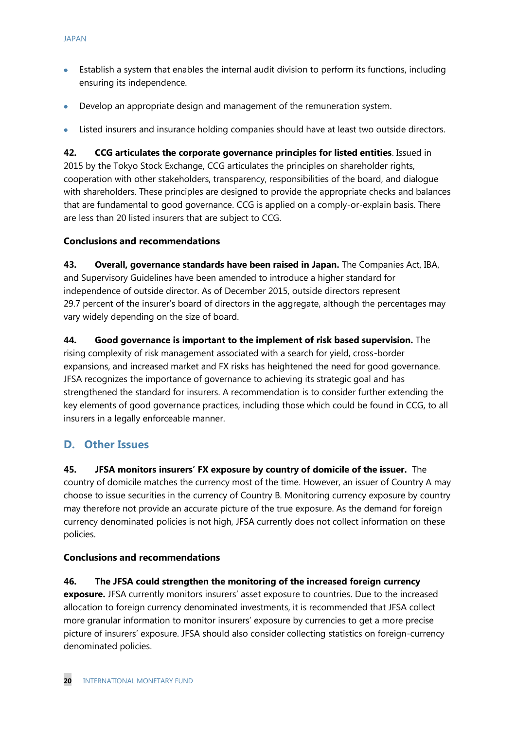- Establish a system that enables the internal audit division to perform its functions, including ensuring its independence.
- Develop an appropriate design and management of the remuneration system.
- Listed insurers and insurance holding companies should have at least two outside directors.

**42. CCG articulates the corporate governance principles for listed entities**. Issued in 2015 by the Tokyo Stock Exchange, CCG articulates the principles on shareholder rights, cooperation with other stakeholders, transparency, responsibilities of the board, and dialogue with shareholders. These principles are designed to provide the appropriate checks and balances that are fundamental to good governance. CCG is applied on a comply-or-explain basis. There are less than 20 listed insurers that are subject to CCG.

**Conclusions and recommendations**

**43. Overall, governance standards have been raised in Japan.** The Companies Act, IBA, and Supervisory Guidelines have been amended to introduce a higher standard for independence of outside director. As of December 2015, outside directors represent 29.7 percent of the insurer's board of directors in the aggregate, although the percentages may vary widely depending on the size of board.

**44. Good governance is important to the implement of risk based supervision.** The rising complexity of risk management associated with a search for yield, cross-border expansions, and increased market and FX risks has heightened the need for good governance. JFSA recognizes the importance of governance to achieving its strategic goal and has strengthened the standard for insurers. A recommendation is to consider further extending the key elements of good governance practices, including those which could be found in CCG, to all insurers in a legally enforceable manner.

## D. Other Issues

**45. JFSA monitors insurers' FX exposure by country of domicile of the issuer.** The country of domicile matches the currency most of the time. However, an issuer of Country A may choose to issue securities in the currency of Country B. Monitoring currency exposure by country may therefore not provide an accurate picture of the true exposure. As the demand for foreign currency denominated policies is not high, JFSA currently does not collect information on these policies.

**Conclusions and recommendations**

**46. The JFSA could strengthen the monitoring of the increased foreign currency exposure.** JFSA currently monitors insurers' asset exposure to countries. Due to the increased allocation to foreign currency denominated investments, it is recommended that JFSA collect more granular information to monitor insurers' exposure by currencies to get a more precise picture of insurers' exposure. JFSA should also consider collecting statistics on foreign-currency denominated policies.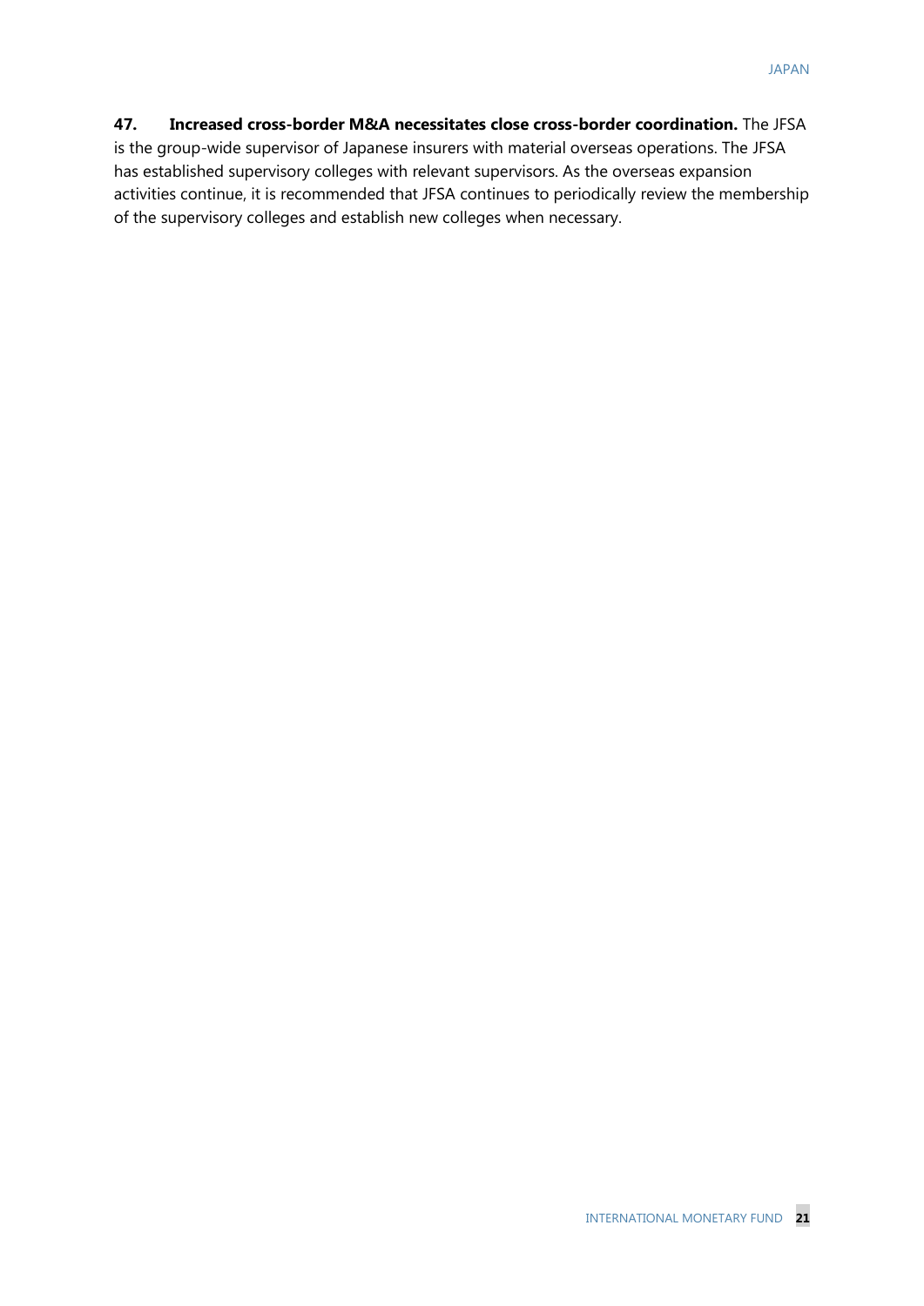**47. Increased cross-border M&A necessitates close cross-border coordination.** The JFSA is the group-wide supervisor of Japanese insurers with material overseas operations. The JFSA has established supervisory colleges with relevant supervisors. As the overseas expansion activities continue, it is recommended that JFSA continues to periodically review the membership of the supervisory colleges and establish new colleges when necessary.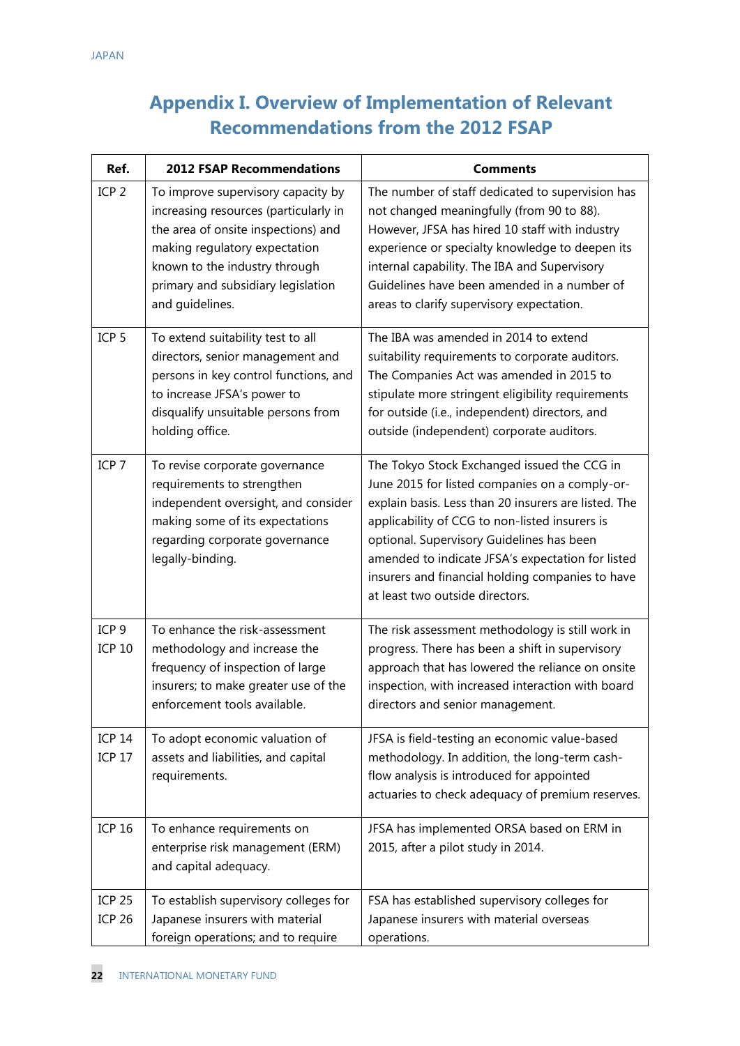# Appendix I. Overview of Implementation of Relevant Recommendations from the 2012 FSAP

| Ref. | 2012 FSAP Recommendations | Comments |
|---|---|---|
| ICP 2 | To improve supervisory capacity by increasing resources (particularly in the area of onsite inspections) and making regulatory expectation known to the industry through primary and subsidiary legislation and guidelines. | The number of staff dedicated to supervision has not changed meaningfully (from 90 to 88). However, JFSA has hired 10 staff with industry experience or specialty knowledge to deepen its internal capability. The IBA and Supervisory Guidelines have been amended in a number of areas to clarify supervisory expectation. |
| ICP 5 | To extend suitability test to all directors, senior management and persons in key control functions, and to increase JFSA's power to disqualify unsuitable persons from holding office. | The IBA was amended in 2014 to extend suitability requirements to corporate auditors. The Companies Act was amended in 2015 to stipulate more stringent eligibility requirements for outside (i.e., independent) directors, and outside (independent) corporate auditors. |
| ICP 7 | To revise corporate governance requirements to strengthen independent oversight, and consider making some of its expectations regarding corporate governance legally-binding. | The Tokyo Stock Exchanged issued the CCG in June 2015 for listed companies on a comply-or-explain basis. Less than 20 insurers are listed. The applicability of CCG to non-listed insurers is optional. Supervisory Guidelines has been amended to indicate JFSA's expectation for listed insurers and financial holding companies to have at least two outside directors. |
| ICP 9<br>ICP 10 | To enhance the risk-assessment methodology and increase the frequency of inspection of large insurers; to make greater use of the enforcement tools available. | The risk assessment methodology is still work in progress. There has been a shift in supervisory approach that has lowered the reliance on onsite inspection, with increased interaction with board directors and senior management. |
| ICP 14<br>ICP 17 | To adopt economic valuation of assets and liabilities, and capital requirements. | JFSA is field-testing an economic value-based methodology. In addition, the long-term cash-flow analysis is introduced for appointed actuaries to check adequacy of premium reserves. |
| ICP 16 | To enhance requirements on enterprise risk management (ERM) and capital adequacy. | JFSA has implemented ORSA based on ERM in 2015, after a pilot study in 2014. |
| ICP 25<br>ICP 26 | To establish supervisory colleges for Japanese insurers with material foreign operations; and to require | FSA has established supervisory colleges for Japanese insurers with material overseas operations. |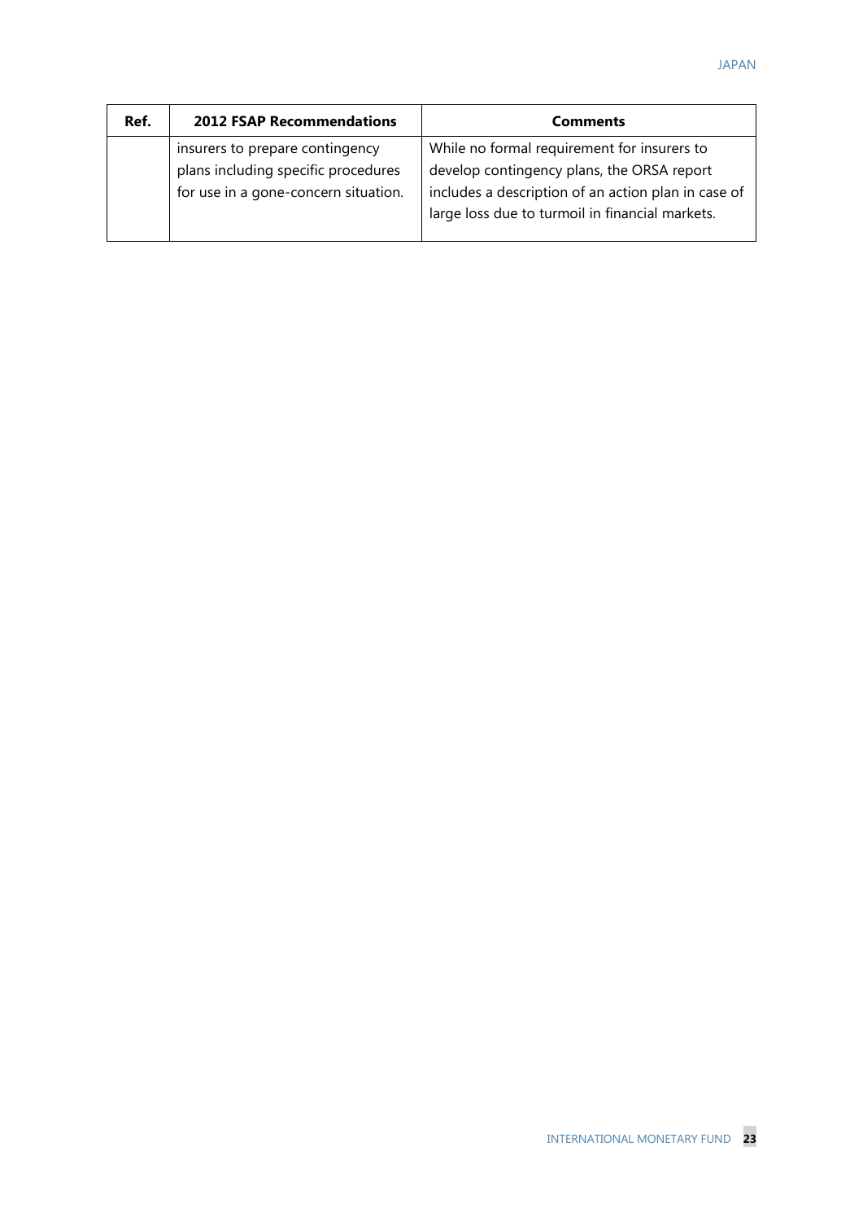| Ref. | 2012 FSAP Recommendations | Comments |
|---|---|---|
| | insurers to prepare contingency plans including specific procedures for use in a gone-concern situation. | While no formal requirement for insurers to develop contingency plans, the ORSA report includes a description of an action plan in case of large loss due to turmoil in financial markets. |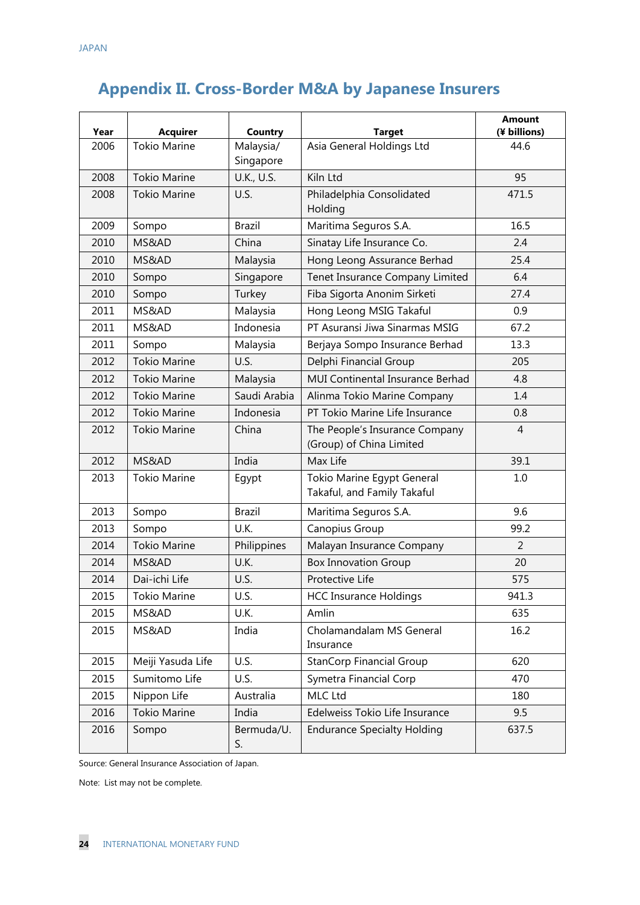## Appendix II. Cross-Border M&A by Japanese Insurers

| Year | Acquirer | Country | Target | Amount (¥ billions) |
|---|---|---|---|---|
| 2006 | Tokio Marine | Malaysia/ Singapore | Asia General Holdings Ltd | 44.6 |
| 2008 | Tokio Marine | U.K., U.S. | Kiln Ltd | 95 |
| 2008 | Tokio Marine | U.S. | Philadelphia Consolidated Holding | 471.5 |
| 2009 | Sompo | Brazil | Maritima Seguros S.A. | 16.5 |
| 2010 | MS&AD | China | Sinatay Life Insurance Co. | 2.4 |
| 2010 | MS&AD | Malaysia | Hong Leong Assurance Berhad | 25.4 |
| 2010 | Sompo | Singapore | Tenet Insurance Company Limited | 6.4 |
| 2010 | Sompo | Turkey | Fiba Sigorta Anonim Sirketi | 27.4 |
| 2011 | MS&AD | Malaysia | Hong Leong MSIG Takaful | 0.9 |
| 2011 | MS&AD | Indonesia | PT Asuransi Jiwa Sinarmas MSIG | 67.2 |
| 2011 | Sompo | Malaysia | Berjaya Sompo Insurance Berhad | 13.3 |
| 2012 | Tokio Marine | U.S. | Delphi Financial Group | 205 |
| 2012 | Tokio Marine | Malaysia | MUI Continental Insurance Berhad | 4.8 |
| 2012 | Tokio Marine | Saudi Arabia | Alinma Tokio Marine Company | 1.4 |
| 2012 | Tokio Marine | Indonesia | PT Tokio Marine Life Insurance | 0.8 |
| 2012 | Tokio Marine | China | The People's Insurance Company (Group) of China Limited | 4 |
| 2012 | MS&AD | India | Max Life | 39.1 |
| 2013 | Tokio Marine | Egypt | Tokio Marine Egypt General Takaful, and Family Takaful | 1.0 |
| 2013 | Sompo | Brazil | Maritima Seguros S.A. | 9.6 |
| 2013 | Sompo | U.K. | Canopius Group | 99.2 |
| 2014 | Tokio Marine | Philippines | Malayan Insurance Company | 2 |
| 2014 | MS&AD | U.K. | Box Innovation Group | 20 |
| 2014 | Dai-ichi Life | U.S. | Protective Life | 575 |
| 2015 | Tokio Marine | U.S. | HCC Insurance Holdings | 941.3 |
| 2015 | MS&AD | U.K. | Amlin | 635 |
| 2015 | MS&AD | India | Cholamandalam MS General Insurance | 16.2 |
| 2015 | Meiji Yasuda Life | U.S. | StanCorp Financial Group | 620 |
| 2015 | Sumitomo Life | U.S. | Symetra Financial Corp | 470 |
| 2015 | Nippon Life | Australia | MLC Ltd | 180 |
| 2016 | Tokio Marine | India | Edelweiss Tokio Life Insurance | 9.5 |
| 2016 | Sompo | Bermuda/U.S. | Endurance Specialty Holding | 637.5 |

Source: General Insurance Association of Japan.

Note: List may not be complete.